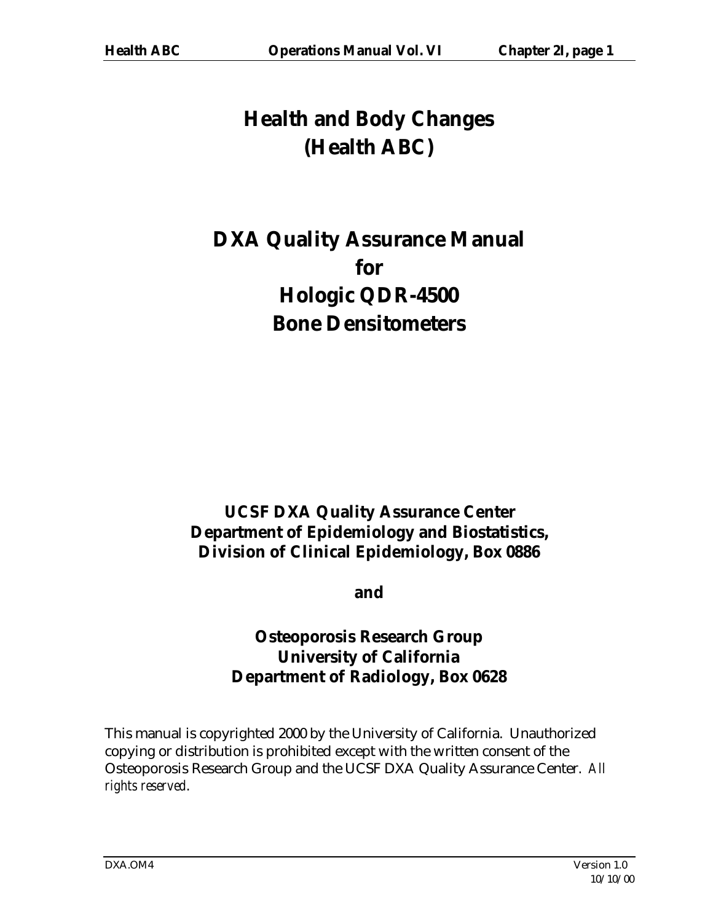# Health and Body Changes (Health ABC)

# DXA Quality Assurance Manual for Hologic QDR-4500 Bone Densitometers

**UCSF DXA Quality Assurance Center**
**Department of Epidemiology and Biostatistics,**
**Division of Clinical Epidemiology, Box 0886**

**and**

**Osteoporosis Research Group**
**University of California**
**Department of Radiology, Box 0628**

This manual is copyrighted 2000 by the University of California. Unauthorized copying or distribution is prohibited except with the written consent of the Osteoporosis Research Group and the UCSF DXA Quality Assurance Center. *All rights reserved*.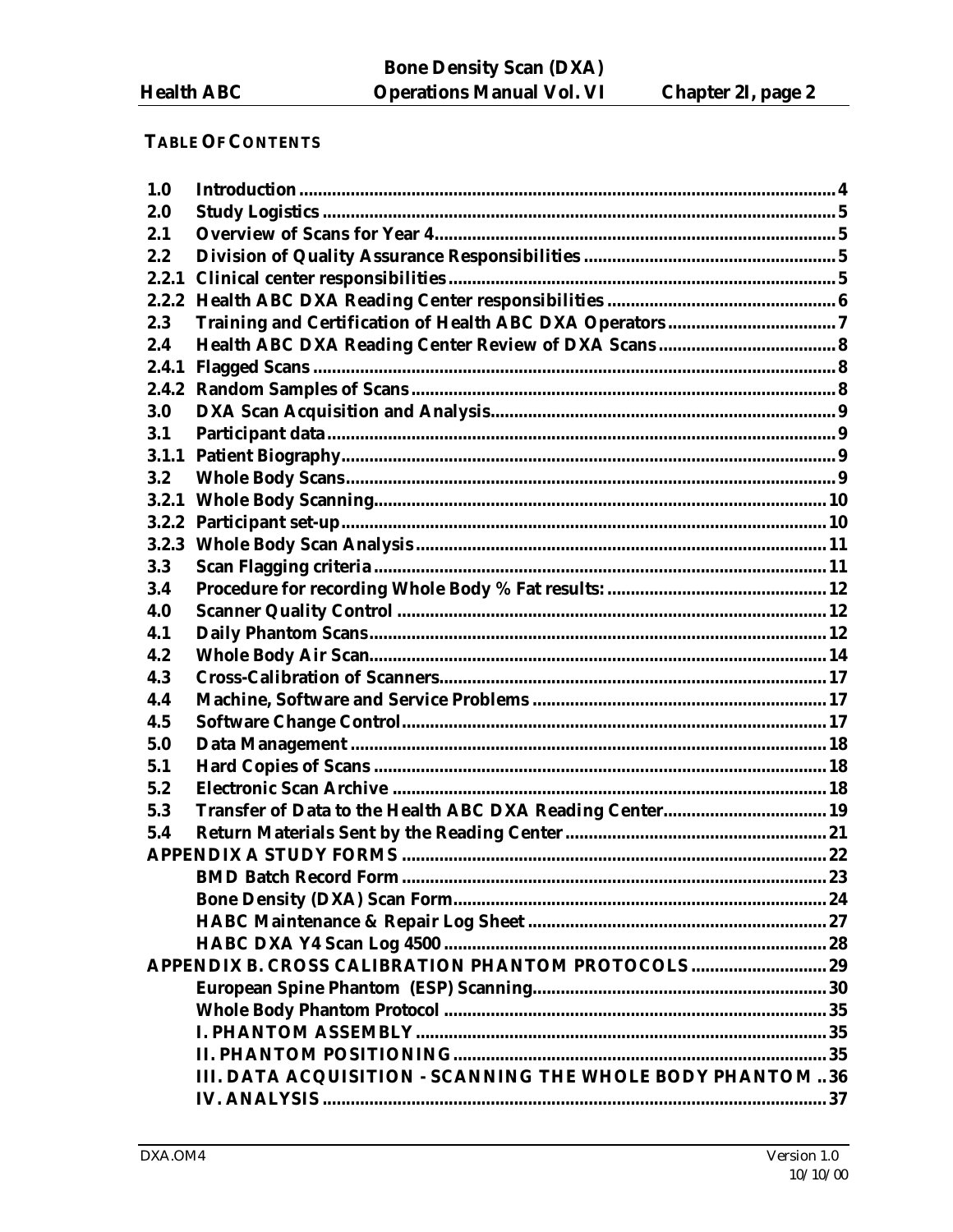**TABLE OF CONTENTS**

| | | |
|---|---|---|
| 1.0 | Introduction | 4 |
| 2.0 | Study Logistics | 5 |
| 2.1 | Overview of Scans for Year 4 | 5 |
| 2.2 | Division of Quality Assurance Responsibilities | 5 |
| 2.2.1 | Clinical center responsibilities | 5 |
| 2.2.2 | Health ABC DXA Reading Center responsibilities | 6 |
| 2.3 | Training and Certification of Health ABC DXA Operators | 7 |
| 2.4 | Health ABC DXA Reading Center Review of DXA Scans | 8 |
| 2.4.1 | Flagged Scans | 8 |
| 2.4.2 | Random Samples of Scans | 8 |
| 3.0 | DXA Scan Acquisition and Analysis | 9 |
| 3.1 | Participant data | 9 |
| 3.1.1 | Patient Biography | 9 |
| 3.2 | Whole Body Scans | 9 |
| 3.2.1 | Whole Body Scanning | 10 |
| 3.2.2 | Participant set-up | 10 |
| 3.2.3 | Whole Body Scan Analysis | 11 |
| 3.3 | Scan Flagging criteria | 11 |
| 3.4 | Procedure for recording Whole Body % Fat results: | 12 |
| 4.0 | Scanner Quality Control | 12 |
| 4.1 | Daily Phantom Scans | 12 |
| 4.2 | Whole Body Air Scan | 14 |
| 4.3 | Cross-Calibration of Scanners | 17 |
| 4.4 | Machine, Software and Service Problems | 17 |
| 4.5 | Software Change Control | 17 |
| 5.0 | Data Management | 18 |
| 5.1 | Hard Copies of Scans | 18 |
| 5.2 | Electronic Scan Archive | 18 |
| 5.3 | Transfer of Data to the Health ABC DXA Reading Center | 19 |
| 5.4 | Return Materials Sent by the Reading Center | 21 |
| | APPENDIX A STUDY FORMS | 22 |
| | BMD Batch Record Form | 23 |
| | Bone Density (DXA) Scan Form | 24 |
| | HABC Maintenance & Repair Log Sheet | 27 |
| | HABC DXA Y4 Scan Log 4500 | 28 |
| | APPENDIX B. CROSS CALIBRATION PHANTOM PROTOCOLS | 29 |
| | European Spine Phantom (ESP) Scanning | 30 |
| | Whole Body Phantom Protocol | 35 |
| | I. PHANTOM ASSEMBLY | 35 |
| | II. PHANTOM POSITIONING | 35 |
| | III. DATA ACQUISITION - SCANNING THE WHOLE BODY PHANTOM | 36 |
| | IV. ANALYSIS | 37 |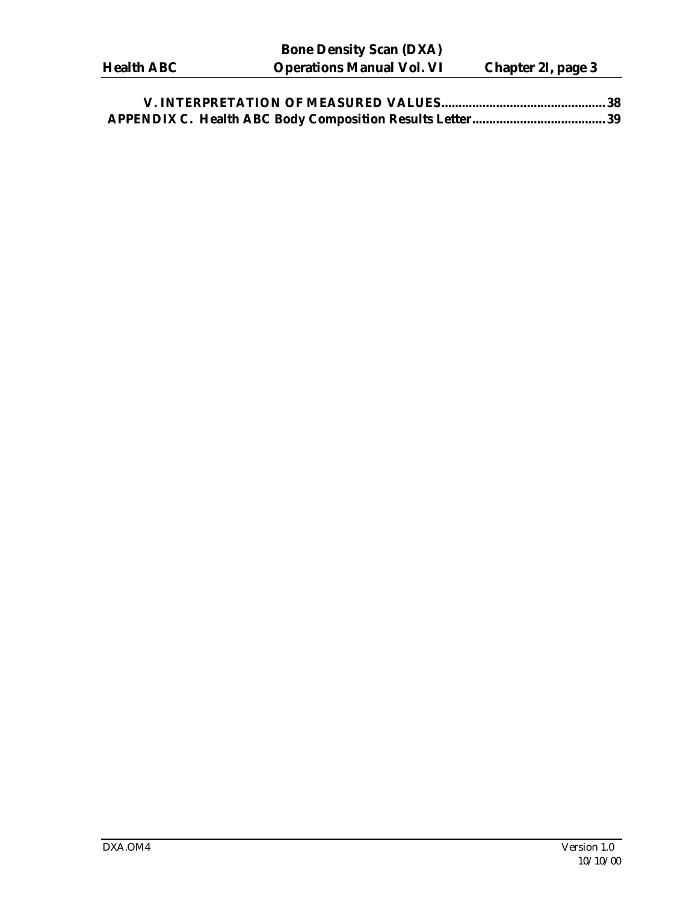**V. INTERPRETATION OF MEASURED VALUES..............................................38**

**APPENDIX C. Health ABC Body Composition Results Letter......................................39**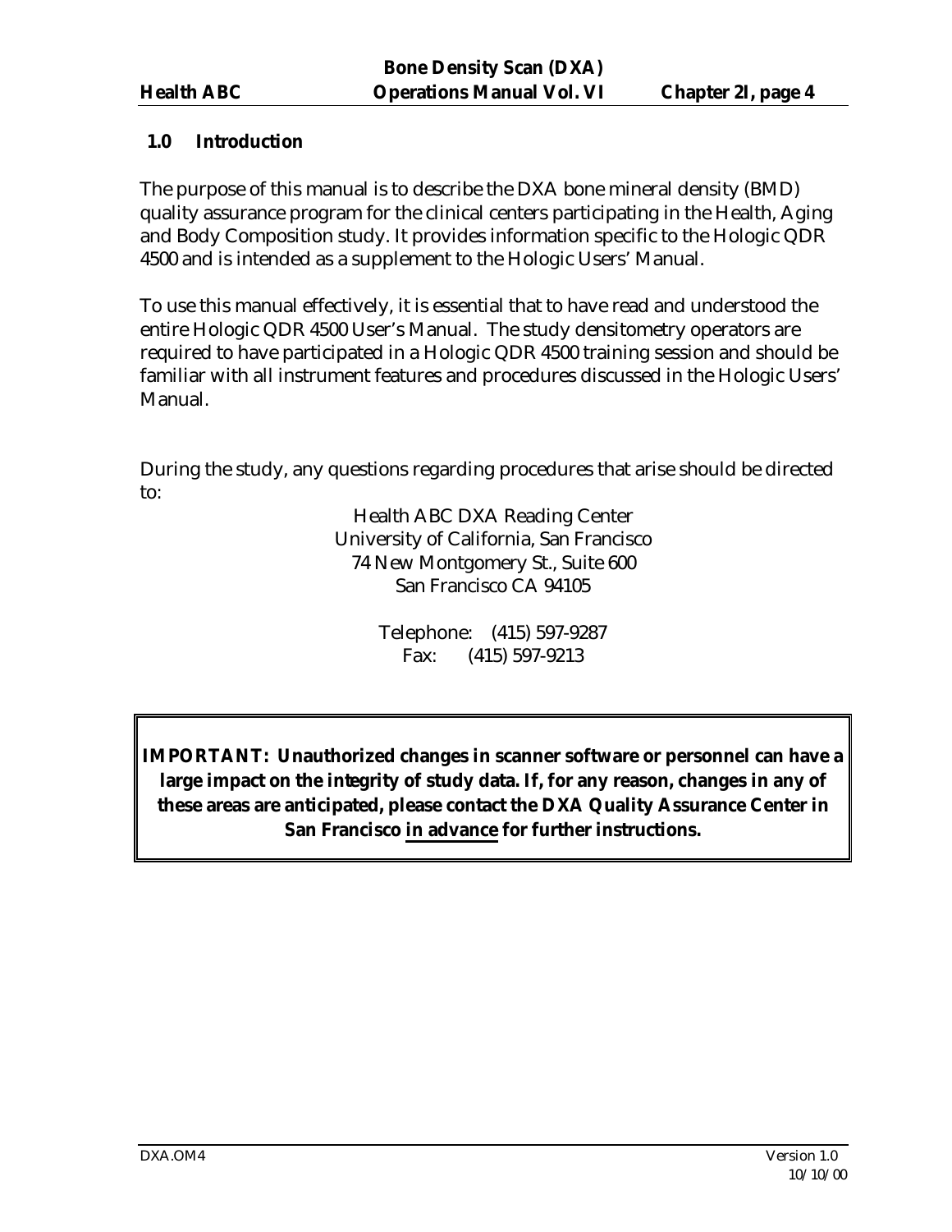## 1.0 Introduction

The purpose of this manual is to describe the DXA bone mineral density (BMD) quality assurance program for the clinical centers participating in the Health, Aging and Body Composition study. It provides information specific to the Hologic QDR 4500 and is intended as a supplement to the Hologic Users' Manual.

To use this manual effectively, it is essential that to have read and understood the entire Hologic QDR 4500 User's Manual. The study densitometry operators are required to have participated in a Hologic QDR 4500 training session and should be familiar with all instrument features and procedures discussed in the Hologic Users' Manual.

During the study, any questions regarding procedures that arise should be directed to:

Health ABC DXA Reading Center
University of California, San Francisco
74 New Montgomery St., Suite 600
San Francisco CA 94105

Telephone: (415) 597-9287
Fax: (415) 597-9213

**IMPORTANT: Unauthorized changes in scanner software or personnel can have a large impact on the integrity of study data. If, for any reason, changes in any of these areas are anticipated, please contact the DXA Quality Assurance Center in San Francisco <u>in advance</u> for further instructions.**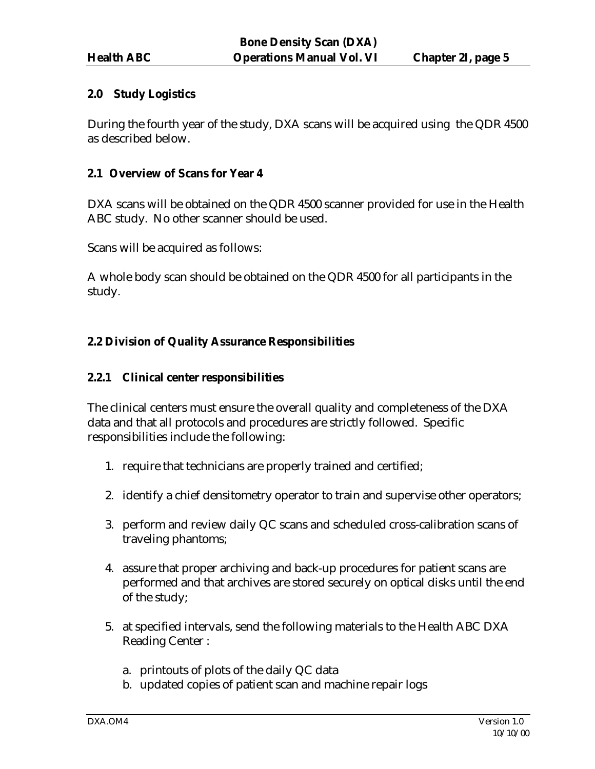## 2.0 Study Logistics

During the fourth year of the study, DXA scans will be acquired using the QDR 4500 as described below.

### 2.1 Overview of Scans for Year 4

DXA scans will be obtained on the QDR 4500 scanner provided for use in the Health ABC study. No other scanner should be used.

Scans will be acquired as follows:

A whole body scan should be obtained on the QDR 4500 for all participants in the study.

### 2.2 Division of Quality Assurance Responsibilities

#### 2.2.1 Clinical center responsibilities

The clinical centers must ensure the overall quality and completeness of the DXA data and that all protocols and procedures are strictly followed. Specific responsibilities include the following:

1. require that technicians are properly trained and certified;
2. identify a chief densitometry operator to train and supervise other operators;
3. perform and review daily QC scans and scheduled cross-calibration scans of traveling phantoms;
4. assure that proper archiving and back-up procedures for patient scans are performed and that archives are stored securely on optical disks until the end of the study;
5. at specified intervals, send the following materials to the Health ABC DXA Reading Center :
   a. printouts of plots of the daily QC data
   b. updated copies of patient scan and machine repair logs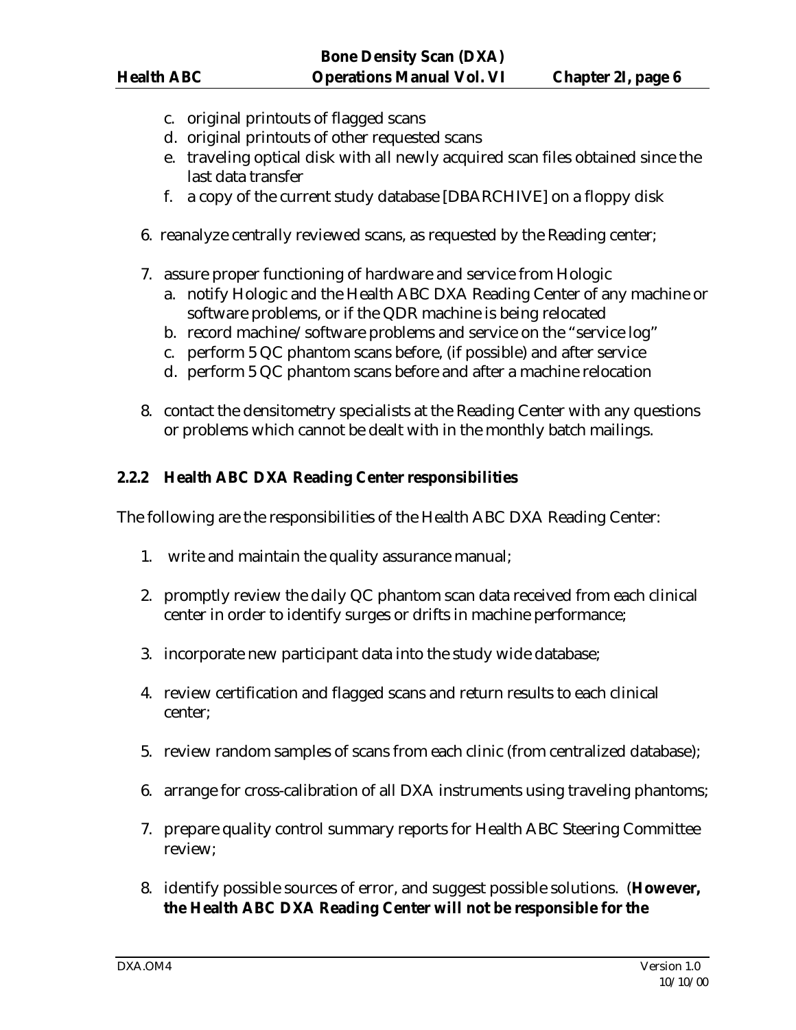c. original printouts of flagged scans
   d. original printouts of other requested scans
   e. traveling optical disk with all newly acquired scan files obtained since the last data transfer
   f. a copy of the current study database [DBARCHIVE] on a floppy disk

6. reanalyze centrally reviewed scans, as requested by the Reading center;

7. assure proper functioning of hardware and service from Hologic
   a. notify Hologic and the Health ABC DXA Reading Center of any machine or software problems, or if the QDR machine is being relocated
   b. record machine/software problems and service on the "service log"
   c. perform 5 QC phantom scans before, (if possible) and after service
   d. perform 5 QC phantom scans before and after a machine relocation

8. contact the densitometry specialists at the Reading Center with any questions or problems which cannot be dealt with in the monthly batch mailings.

### 2.2.2 Health ABC DXA Reading Center responsibilities

The following are the responsibilities of the Health ABC DXA Reading Center:

1. write and maintain the quality assurance manual;

2. promptly review the daily QC phantom scan data received from each clinical center in order to identify surges or drifts in machine performance;

3. incorporate new participant data into the study wide database;

4. review certification and flagged scans and return results to each clinical center;

5. review random samples of scans from each clinic (from centralized database);

6. arrange for cross-calibration of all DXA instruments using traveling phantoms;

7. prepare quality control summary reports for Health ABC Steering Committee review;

8. identify possible sources of error, and suggest possible solutions. (**However, the Health ABC DXA Reading Center will not be responsible for the**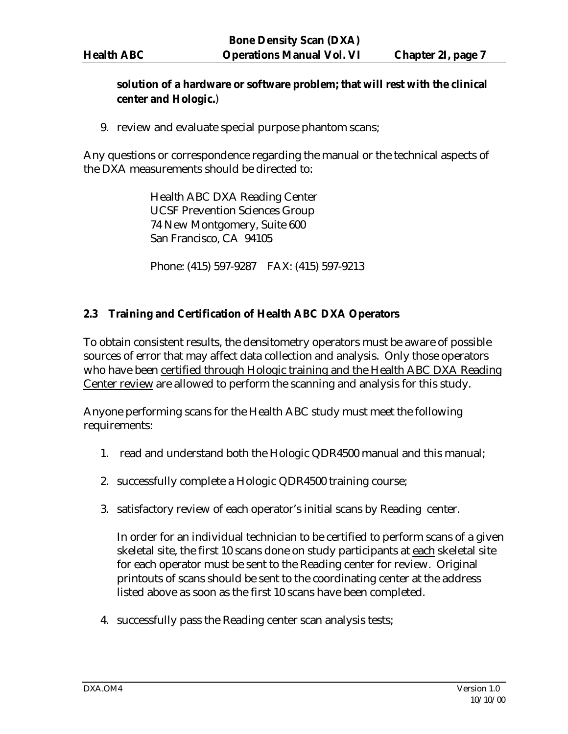**solution of a hardware or software problem; that will rest with the clinical center and Hologic.**)

9. review and evaluate special purpose phantom scans;

Any questions or correspondence regarding the manual or the technical aspects of the DXA measurements should be directed to:

> Health ABC DXA Reading Center
> UCSF Prevention Sciences Group
> 74 New Montgomery, Suite 600
> San Francisco, CA 94105
>
> Phone: (415) 597-9287 FAX: (415) 597-9213

## 2.3 Training and Certification of Health ABC DXA Operators

To obtain consistent results, the densitometry operators must be aware of possible sources of error that may affect data collection and analysis. Only those operators who have been <u>certified through Hologic training and the Health ABC DXA Reading Center review</u> are allowed to perform the scanning and analysis for this study.

Anyone performing scans for the Health ABC study must meet the following requirements:

1. read and understand both the Hologic QDR4500 manual and this manual;

2. successfully complete a Hologic QDR4500 training course;

3. satisfactory review of each operator's initial scans by Reading center.

   In order for an individual technician to be certified to perform scans of a given skeletal site, the first 10 scans done on study participants at <u>each</u> skeletal site for each operator must be sent to the Reading center for review. Original printouts of scans should be sent to the coordinating center at the address listed above as soon as the first 10 scans have been completed.

4. successfully pass the Reading center scan analysis tests;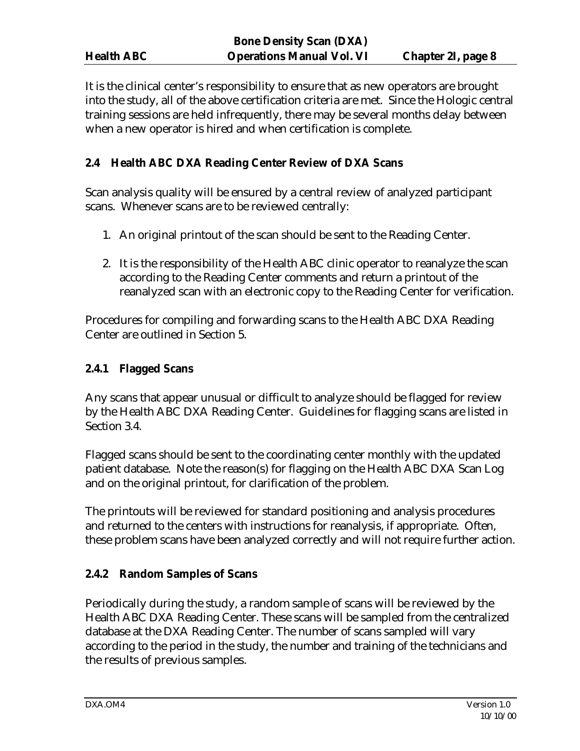It is the clinical center's responsibility to ensure that as new operators are brought into the study, all of the above certification criteria are met. Since the Hologic central training sessions are held infrequently, there may be several months delay between when a new operator is hired and when certification is complete.

## 2.4 Health ABC DXA Reading Center Review of DXA Scans

Scan analysis quality will be ensured by a central review of analyzed participant scans. Whenever scans are to be reviewed centrally:

1. An original printout of the scan should be sent to the Reading Center.

2. It is the responsibility of the Health ABC clinic operator to reanalyze the scan according to the Reading Center comments and return a printout of the reanalyzed scan with an electronic copy to the Reading Center for verification.

Procedures for compiling and forwarding scans to the Health ABC DXA Reading Center are outlined in Section 5.

### 2.4.1 Flagged Scans

Any scans that appear unusual or difficult to analyze should be flagged for review by the Health ABC DXA Reading Center. Guidelines for flagging scans are listed in Section 3.4.

Flagged scans should be sent to the coordinating center monthly with the updated patient database. Note the reason(s) for flagging on the Health ABC DXA Scan Log and on the original printout, for clarification of the problem.

The printouts will be reviewed for standard positioning and analysis procedures and returned to the centers with instructions for reanalysis, if appropriate. Often, these problem scans have been analyzed correctly and will not require further action.

### 2.4.2 Random Samples of Scans

Periodically during the study, a random sample of scans will be reviewed by the Health ABC DXA Reading Center. These scans will be sampled from the centralized database at the DXA Reading Center. The number of scans sampled will vary according to the period in the study, the number and training of the technicians and the results of previous samples.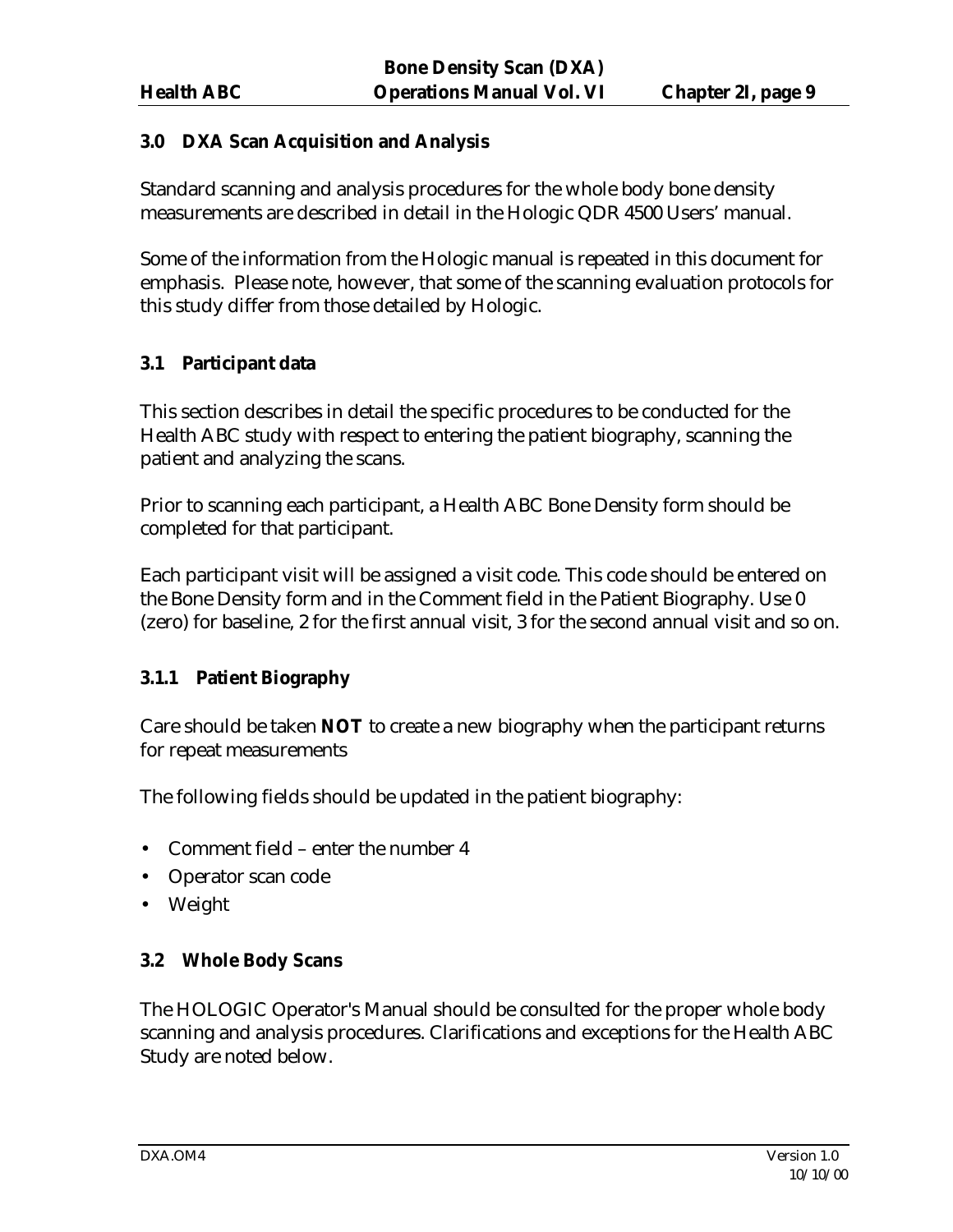## 3.0 DXA Scan Acquisition and Analysis

Standard scanning and analysis procedures for the whole body bone density measurements are described in detail in the Hologic QDR 4500 Users' manual.

Some of the information from the Hologic manual is repeated in this document for emphasis. Please note, however, that some of the scanning evaluation protocols for this study differ from those detailed by Hologic.

### 3.1 Participant data

This section describes in detail the specific procedures to be conducted for the Health ABC study with respect to entering the patient biography, scanning the patient and analyzing the scans.

Prior to scanning each participant, a Health ABC Bone Density form should be completed for that participant.

Each participant visit will be assigned a visit code. This code should be entered on the Bone Density form and in the Comment field in the Patient Biography. Use 0 (zero) for baseline, 2 for the first annual visit, 3 for the second annual visit and so on.

#### 3.1.1 Patient Biography

Care should be taken **NOT** to create a new biography when the participant returns for repeat measurements

The following fields should be updated in the patient biography:

- Comment field – enter the number 4
- Operator scan code
- Weight

### 3.2 Whole Body Scans

The HOLOGIC Operator's Manual should be consulted for the proper whole body scanning and analysis procedures. Clarifications and exceptions for the Health ABC Study are noted below.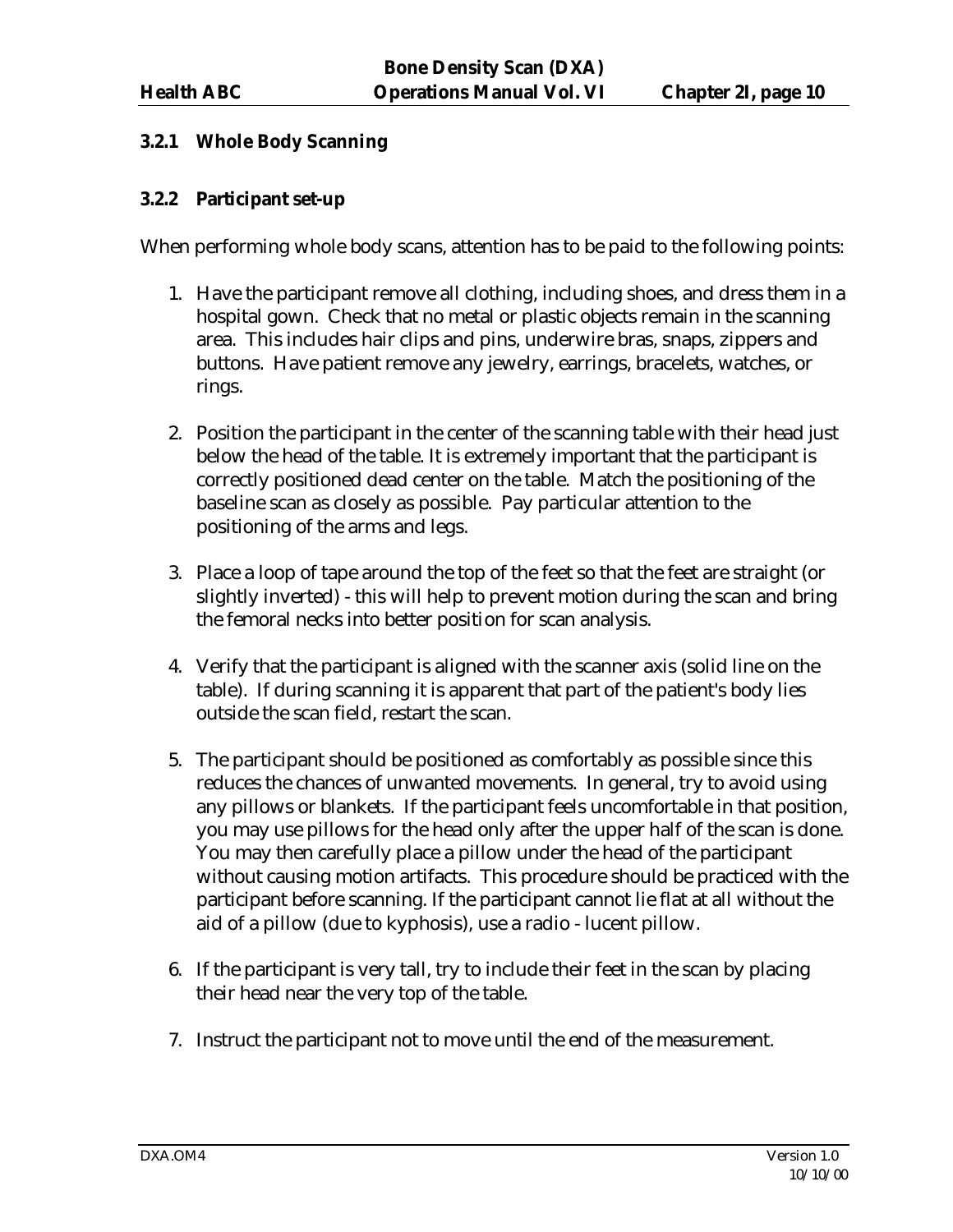### 3.2.1 Whole Body Scanning

### 3.2.2 Participant set-up

When performing whole body scans, attention has to be paid to the following points:

1. Have the participant remove all clothing, including shoes, and dress them in a hospital gown. Check that no metal or plastic objects remain in the scanning area. This includes hair clips and pins, underwire bras, snaps, zippers and buttons. Have patient remove any jewelry, earrings, bracelets, watches, or rings.

2. Position the participant in the center of the scanning table with their head just below the head of the table. It is extremely important that the participant is correctly positioned dead center on the table. Match the positioning of the baseline scan as closely as possible. Pay particular attention to the positioning of the arms and legs.

3. Place a loop of tape around the top of the feet so that the feet are straight (or slightly inverted) - this will help to prevent motion during the scan and bring the femoral necks into better position for scan analysis.

4. Verify that the participant is aligned with the scanner axis (solid line on the table). If during scanning it is apparent that part of the patient's body lies outside the scan field, restart the scan.

5. The participant should be positioned as comfortably as possible since this reduces the chances of unwanted movements. In general, try to avoid using any pillows or blankets. If the participant feels uncomfortable in that position, you may use pillows for the head only after the upper half of the scan is done. You may then carefully place a pillow under the head of the participant without causing motion artifacts. This procedure should be practiced with the participant before scanning. If the participant cannot lie flat at all without the aid of a pillow (due to kyphosis), use a radio - lucent pillow.

6. If the participant is very tall, try to include their feet in the scan by placing their head near the very top of the table.

7. Instruct the participant not to move until the end of the measurement.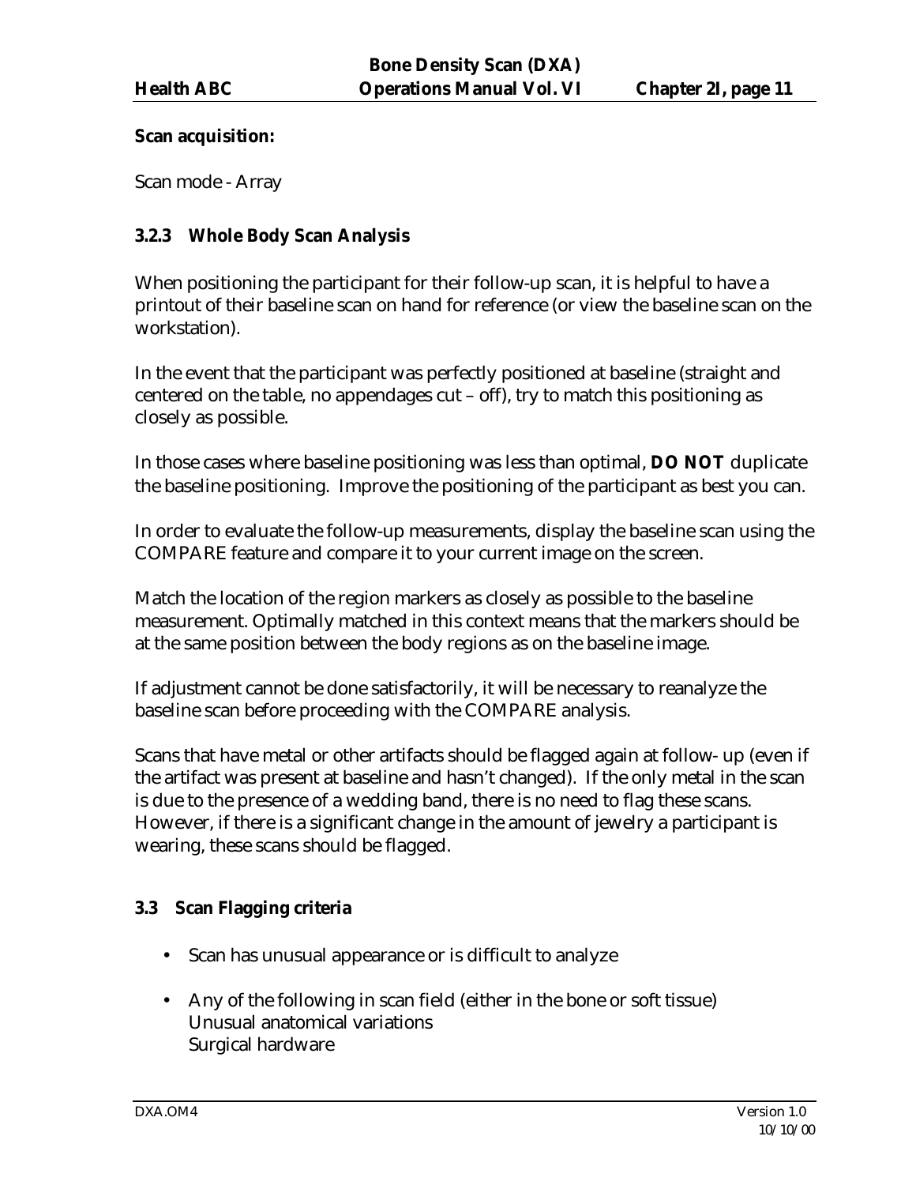**Scan acquisition:**

Scan mode - Array

### 3.2.3 Whole Body Scan Analysis

When positioning the participant for their follow-up scan, it is helpful to have a printout of their baseline scan on hand for reference (or view the baseline scan on the workstation).

In the event that the participant was perfectly positioned at baseline (straight and centered on the table, no appendages cut – off), try to match this positioning as closely as possible.

In those cases where baseline positioning was less than optimal, **DO NOT** duplicate the baseline positioning. Improve the positioning of the participant as best you can.

In order to evaluate the follow-up measurements, display the baseline scan using the COMPARE feature and compare it to your current image on the screen.

Match the location of the region markers as closely as possible to the baseline measurement. Optimally matched in this context means that the markers should be at the same position between the body regions as on the baseline image.

If adjustment cannot be done satisfactorily, it will be necessary to reanalyze the baseline scan before proceeding with the COMPARE analysis.

Scans that have metal or other artifacts should be flagged again at follow- up (even if the artifact was present at baseline and hasn't changed). If the only metal in the scan is due to the presence of a wedding band, there is no need to flag these scans. However, if there is a significant change in the amount of jewelry a participant is wearing, these scans should be flagged.

## 3.3 Scan Flagging criteria

- Scan has unusual appearance or is difficult to analyze
- Any of the following in scan field (either in the bone or soft tissue)
  Unusual anatomical variations
  Surgical hardware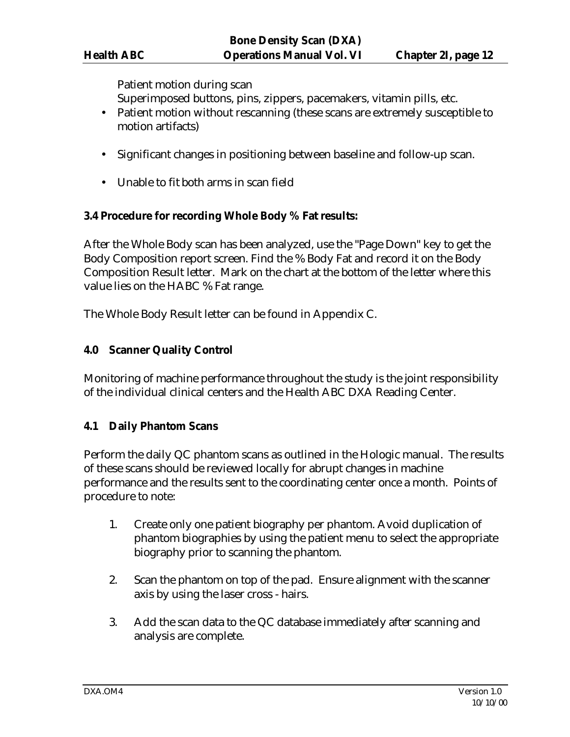Patient motion during scan
Superimposed buttons, pins, zippers, pacemakers, vitamin pills, etc.

- Patient motion without rescanning (these scans are extremely susceptible to motion artifacts)
- Significant changes in positioning between baseline and follow-up scan.
- Unable to fit both arms in scan field

**3.4 Procedure for recording Whole Body % Fat results:**

After the Whole Body scan has been analyzed, use the "Page Down" key to get the Body Composition report screen. Find the % Body Fat and record it on the Body Composition Result letter. Mark on the chart at the bottom of the letter where this value lies on the HABC % Fat range.

The Whole Body Result letter can be found in Appendix C.

## 4.0 Scanner Quality Control

Monitoring of machine performance throughout the study is the joint responsibility of the individual clinical centers and the Health ABC DXA Reading Center.

### 4.1 Daily Phantom Scans

Perform the daily QC phantom scans as outlined in the Hologic manual. The results of these scans should be reviewed locally for abrupt changes in machine performance and the results sent to the coordinating center once a month. Points of procedure to note:

1. Create only one patient biography per phantom. Avoid duplication of phantom biographies by using the patient menu to select the appropriate biography prior to scanning the phantom.
2. Scan the phantom on top of the pad. Ensure alignment with the scanner axis by using the laser cross - hairs.
3. Add the scan data to the QC database immediately after scanning and analysis are complete.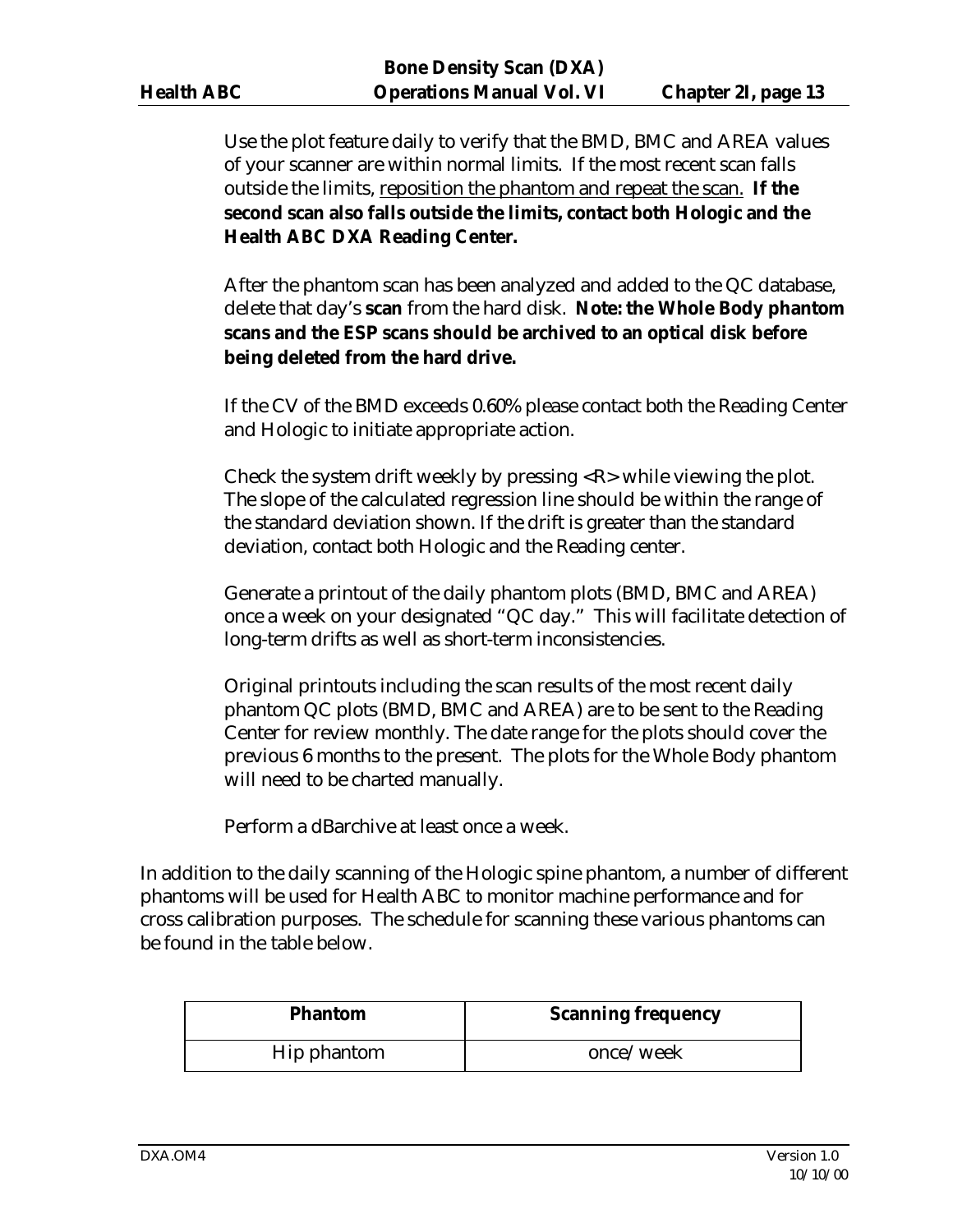Use the plot feature daily to verify that the BMD, BMC and AREA values of your scanner are within normal limits. If the most recent scan falls outside the limits, <u>reposition the phantom and repeat the scan.</u> **If the second scan also falls outside the limits, contact both Hologic and the Health ABC DXA Reading Center.**

After the phantom scan has been analyzed and added to the QC database, delete that day's **scan** from the hard disk. **Note: the Whole Body phantom scans and the ESP scans should be archived to an optical disk before being deleted from the hard drive.**

If the CV of the BMD exceeds 0.60% please contact both the Reading Center and Hologic to initiate appropriate action.

Check the system drift weekly by pressing <R> while viewing the plot. The slope of the calculated regression line should be within the range of the standard deviation shown. If the drift is greater than the standard deviation, contact both Hologic and the Reading center.

Generate a printout of the daily phantom plots (BMD, BMC and AREA) once a week on your designated "QC day." This will facilitate detection of long-term drifts as well as short-term inconsistencies.

Original printouts including the scan results of the most recent daily phantom QC plots (BMD, BMC and AREA) are to be sent to the Reading Center for review monthly. The date range for the plots should cover the previous 6 months to the present. The plots for the Whole Body phantom will need to be charted manually.

Perform a dBarchive at least once a week.

In addition to the daily scanning of the Hologic spine phantom, a number of different phantoms will be used for Health ABC to monitor machine performance and for cross calibration purposes. The schedule for scanning these various phantoms can be found in the table below.

| Phantom | Scanning frequency |
|---|---|
| Hip phantom | once/week |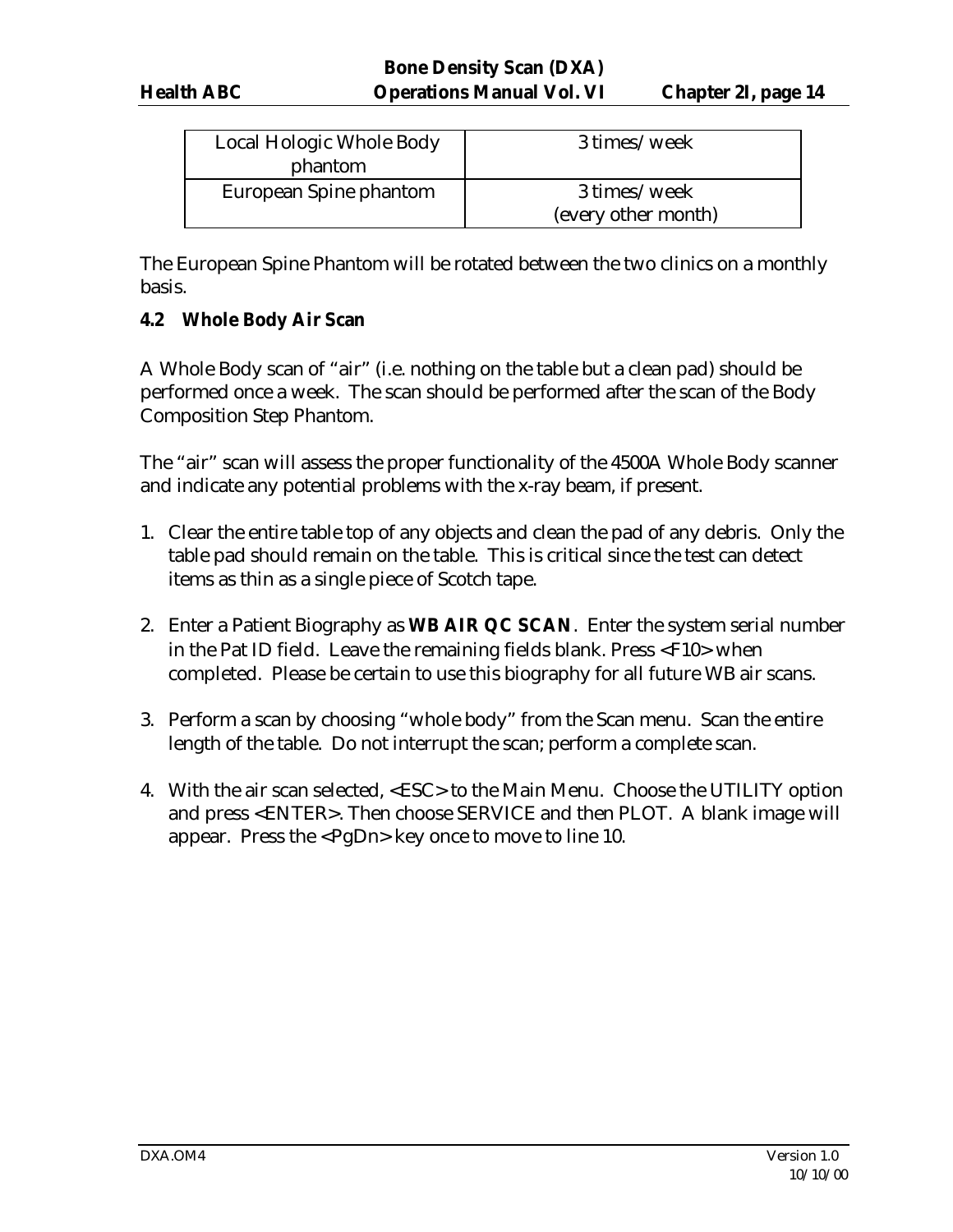| Local Hologic Whole Body phantom | 3 times/week |
|---|---|
| European Spine phantom | 3 times/week (every other month) |

The European Spine Phantom will be rotated between the two clinics on a monthly basis.

### 4.2 Whole Body Air Scan

A Whole Body scan of "air" (i.e. nothing on the table but a clean pad) should be performed once a week. The scan should be performed after the scan of the Body Composition Step Phantom.

The "air" scan will assess the proper functionality of the 4500A Whole Body scanner and indicate any potential problems with the x-ray beam, if present.

1. Clear the entire table top of any objects and clean the pad of any debris. Only the table pad should remain on the table. This is critical since the test can detect items as thin as a single piece of Scotch tape.

2. Enter a Patient Biography as **WB AIR QC SCAN**. Enter the system serial number in the Pat ID field. Leave the remaining fields blank. Press <F10> when completed. Please be certain to use this biography for all future WB air scans.

3. Perform a scan by choosing "whole body" from the Scan menu. Scan the entire length of the table. Do not interrupt the scan; perform a complete scan.

4. With the air scan selected, <ESC> to the Main Menu. Choose the UTILITY option and press <ENTER>. Then choose SERVICE and then PLOT. A blank image will appear. Press the <PgDn> key once to move to line 10.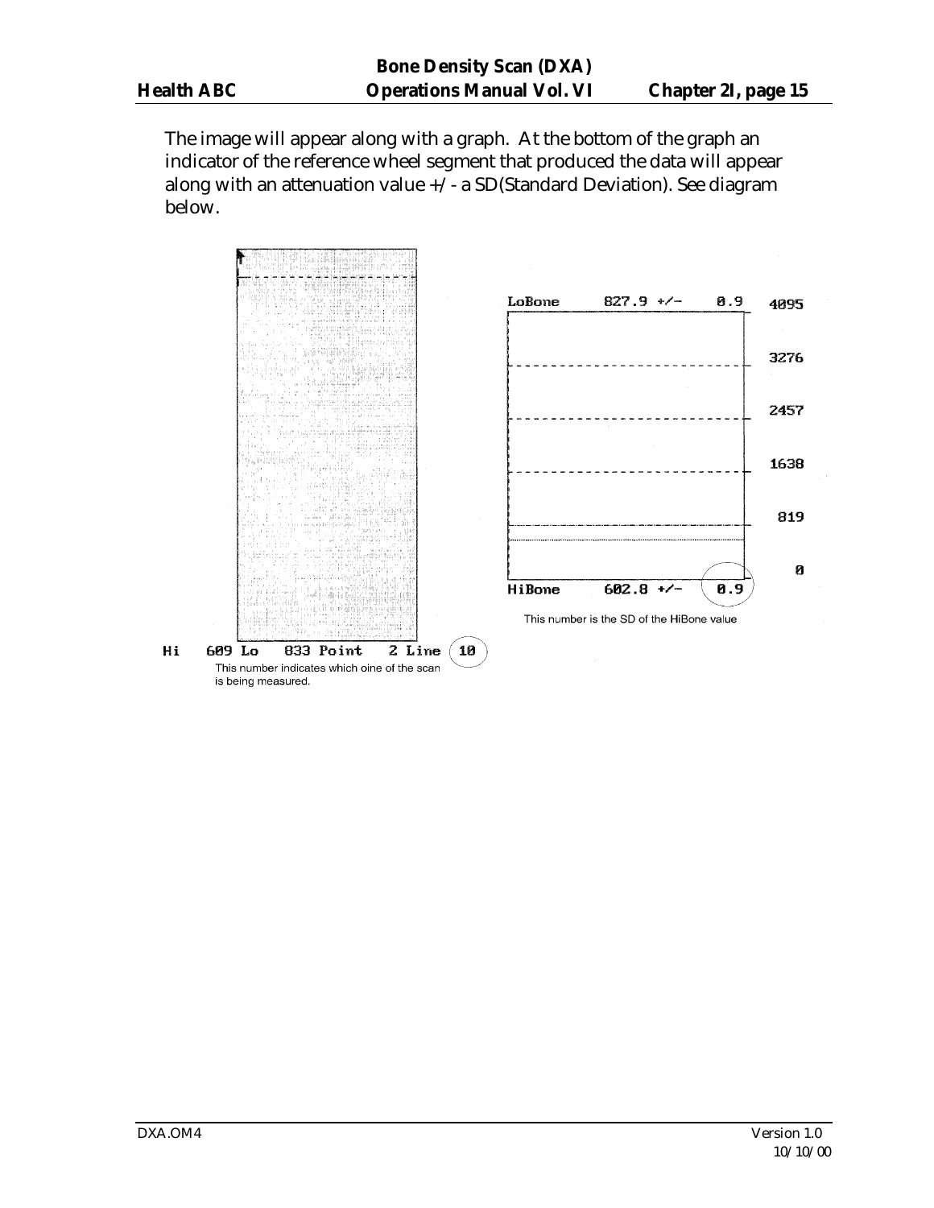The image will appear along with a graph. At the bottom of the graph an indicator of the reference wheel segment that produced the data will appear along with an attenuation value +/- a SD(Standard Deviation). See diagram below.

LoBone 827.9 +/- 0.9

4095

3276

2457

1638

819

0

HiBone 602.8 +/- 0.9

This number is the SD of the HiBone value

Hi 609 Lo 833 Point 2 Line 10

This number indicates which oine of the scan is being measured.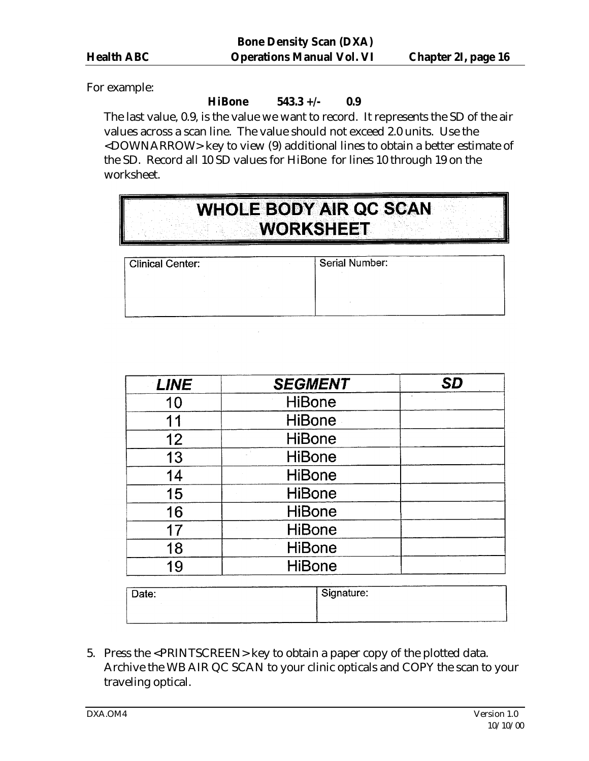For example:

**HiBone 543.3 +/- 0.9**

The last value, 0.9, is the value we want to record. It represents the SD of the air values across a scan line. The value should not exceed 2.0 units. Use the <DOWNARROW> key to view (9) additional lines to obtain a better estimate of the SD. Record all 10 SD values for HiBone for lines 10 through 19 on the worksheet.

## WHOLE BODY AIR QC SCAN WORKSHEET

| Clinical Center: | Serial Number: |
|---|---|
| | |

| *LINE* | *SEGMENT* | *SD* |
|---|---|---|
| 10 | HiBone | |
| 11 | HiBone | |
| 12 | HiBone | |
| 13 | HiBone | |
| 14 | HiBone | |
| 15 | HiBone | |
| 16 | HiBone | |
| 17 | HiBone | |
| 18 | HiBone | |
| 19 | HiBone | |

| Date: | Signature: |
|---|---|
| | |

5. Press the <PRINTSCREEN> key to obtain a paper copy of the plotted data. Archive the WB AIR QC SCAN to your clinic opticals and COPY the scan to your traveling optical.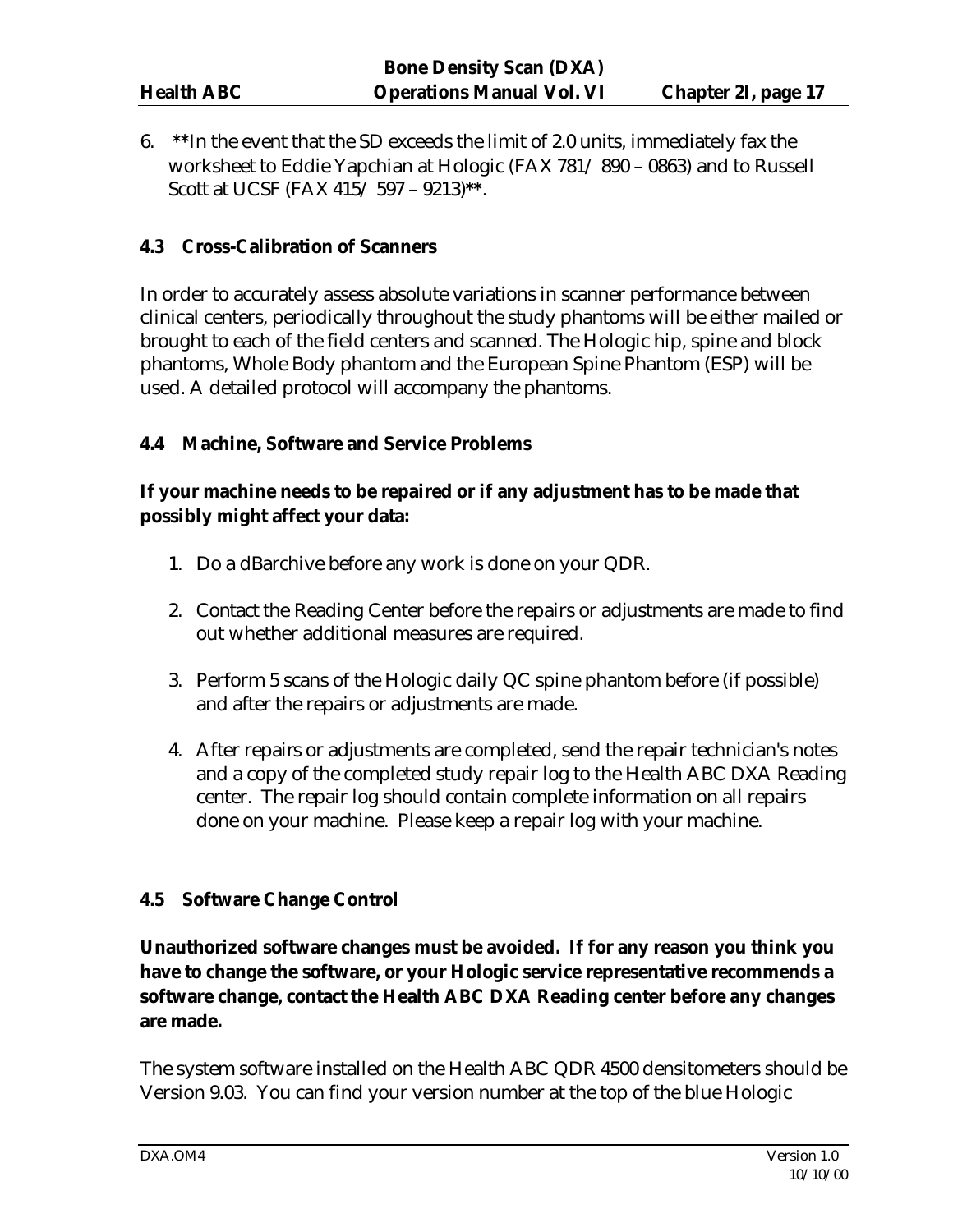6. **In the event that the SD exceeds the limit of 2.0 units, immediately fax the worksheet to Eddie Yapchian at Hologic (FAX 781/ 890 – 0863) and to Russell Scott at UCSF (FAX 415/ 597 – 9213)**.

### 4.3 Cross-Calibration of Scanners

In order to accurately assess absolute variations in scanner performance between clinical centers, periodically throughout the study phantoms will be either mailed or brought to each of the field centers and scanned. The Hologic hip, spine and block phantoms, Whole Body phantom and the European Spine Phantom (ESP) will be used. A detailed protocol will accompany the phantoms.

### 4.4 Machine, Software and Service Problems

**If your machine needs to be repaired or if any adjustment has to be made that possibly might affect your data:**

1. Do a dBarchive before any work is done on your QDR.
2. Contact the Reading Center before the repairs or adjustments are made to find out whether additional measures are required.
3. Perform 5 scans of the Hologic daily QC spine phantom before (if possible) and after the repairs or adjustments are made.
4. After repairs or adjustments are completed, send the repair technician's notes and a copy of the completed study repair log to the Health ABC DXA Reading center. The repair log should contain complete information on all repairs done on your machine. Please keep a repair log with your machine.

### 4.5 Software Change Control

**Unauthorized software changes must be avoided. If for any reason you think you have to change the software, or your Hologic service representative recommends a software change, contact the Health ABC DXA Reading center before any changes are made.**

The system software installed on the Health ABC QDR 4500 densitometers should be Version 9.03. You can find your version number at the top of the blue Hologic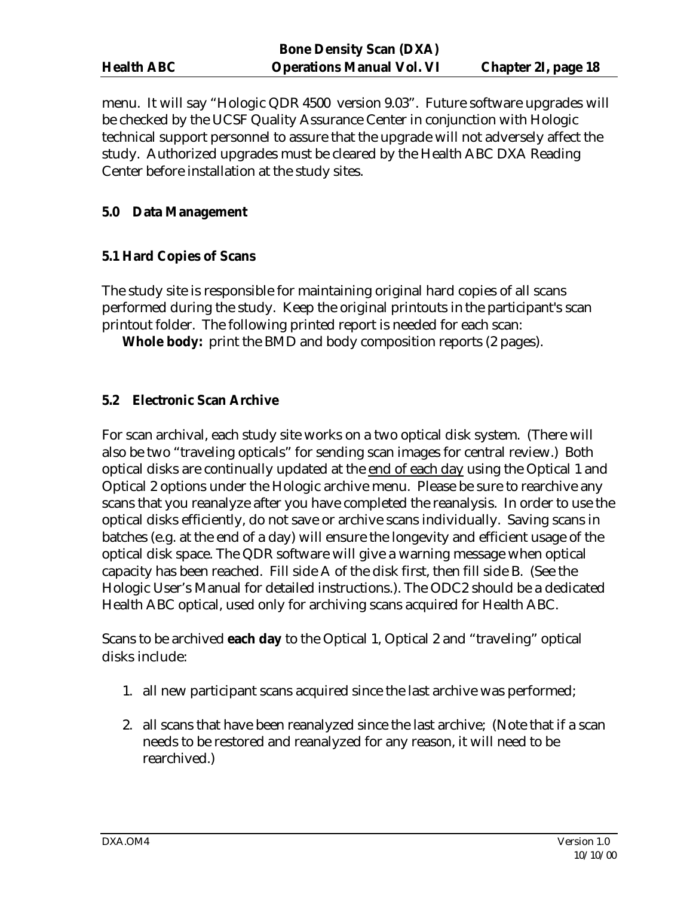menu. It will say "Hologic QDR 4500 version 9.03". Future software upgrades will be checked by the UCSF Quality Assurance Center in conjunction with Hologic technical support personnel to assure that the upgrade will not adversely affect the study. Authorized upgrades must be cleared by the Health ABC DXA Reading Center before installation at the study sites.

## 5.0 Data Management

### 5.1 Hard Copies of Scans

The study site is responsible for maintaining original hard copies of all scans performed during the study. Keep the original printouts in the participant's scan printout folder. The following printed report is needed for each scan:

**Whole body:** print the BMD and body composition reports (2 pages).

### 5.2 Electronic Scan Archive

For scan archival, each study site works on a two optical disk system. (There will also be two "traveling opticals" for sending scan images for central review.) Both optical disks are continually updated at the <u>end of each day</u> using the Optical 1 and Optical 2 options under the Hologic archive menu. Please be sure to rearchive any scans that you reanalyze after you have completed the reanalysis. In order to use the optical disks efficiently, do not save or archive scans individually. Saving scans in batches (e.g. at the end of a day) will ensure the longevity and efficient usage of the optical disk space. The QDR software will give a warning message when optical capacity has been reached. Fill side A of the disk first, then fill side B. (See the Hologic User's Manual for detailed instructions.). The ODC2 should be a dedicated Health ABC optical, used only for archiving scans acquired for Health ABC.

Scans to be archived **each day** to the Optical 1, Optical 2 and "traveling" optical disks include:

1. all new participant scans acquired since the last archive was performed;
2. all scans that have been reanalyzed since the last archive; (Note that if a scan needs to be restored and reanalyzed for any reason, it will need to be rearchived.)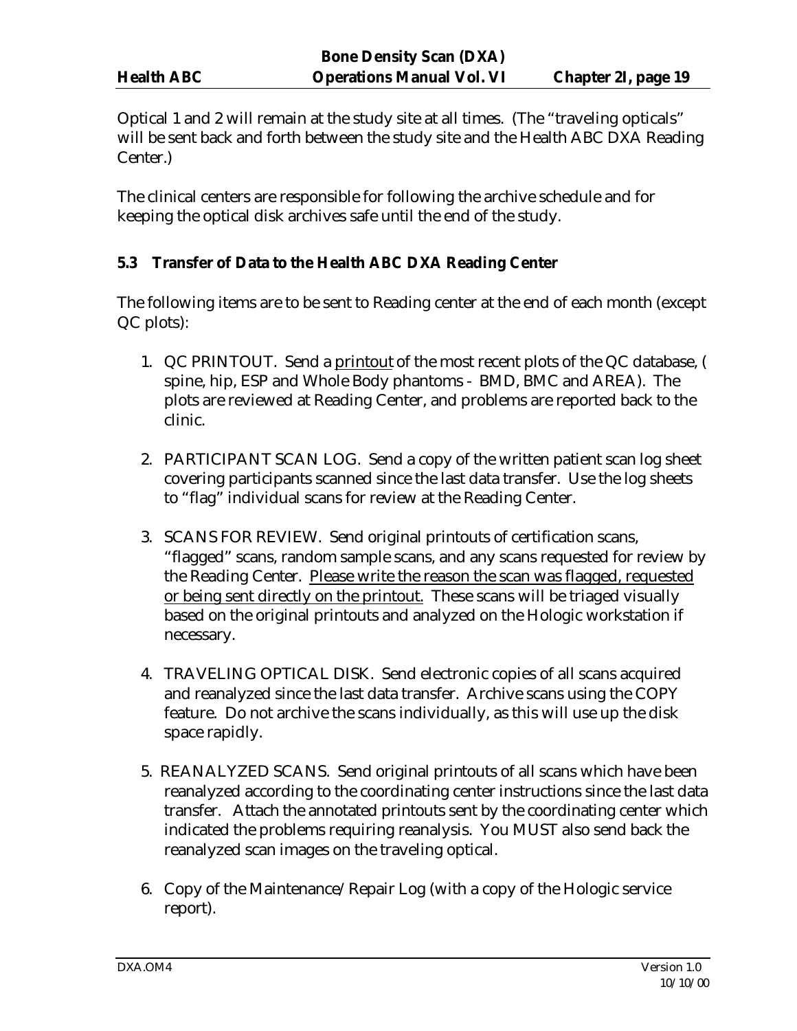Optical 1 and 2 will remain at the study site at all times. (The "traveling opticals" will be sent back and forth between the study site and the Health ABC DXA Reading Center.)

The clinical centers are responsible for following the archive schedule and for keeping the optical disk archives safe until the end of the study.

### 5.3 Transfer of Data to the Health ABC DXA Reading Center

The following items are to be sent to Reading center at the end of each month (except QC plots):

1. QC PRINTOUT. Send a <u>printout</u> of the most recent plots of the QC database, ( spine, hip, ESP and Whole Body phantoms - BMD, BMC and AREA). The plots are reviewed at Reading Center, and problems are reported back to the clinic.

2. PARTICIPANT SCAN LOG. Send a copy of the written patient scan log sheet covering participants scanned since the last data transfer. Use the log sheets to "flag" individual scans for review at the Reading Center.

3. SCANS FOR REVIEW. Send original printouts of certification scans, "flagged" scans, random sample scans, and any scans requested for review by the Reading Center. <u>Please write the reason the scan was flagged, requested or being sent directly on the printout.</u> These scans will be triaged visually based on the original printouts and analyzed on the Hologic workstation if necessary.

4. TRAVELING OPTICAL DISK. Send electronic copies of all scans acquired and reanalyzed since the last data transfer. Archive scans using the COPY feature. Do not archive the scans individually, as this will use up the disk space rapidly.

5. REANALYZED SCANS. Send original printouts of all scans which have been reanalyzed according to the coordinating center instructions since the last data transfer. Attach the annotated printouts sent by the coordinating center which indicated the problems requiring reanalysis. You MUST also send back the reanalyzed scan images on the traveling optical.

6. Copy of the Maintenance/Repair Log (with a copy of the Hologic service report).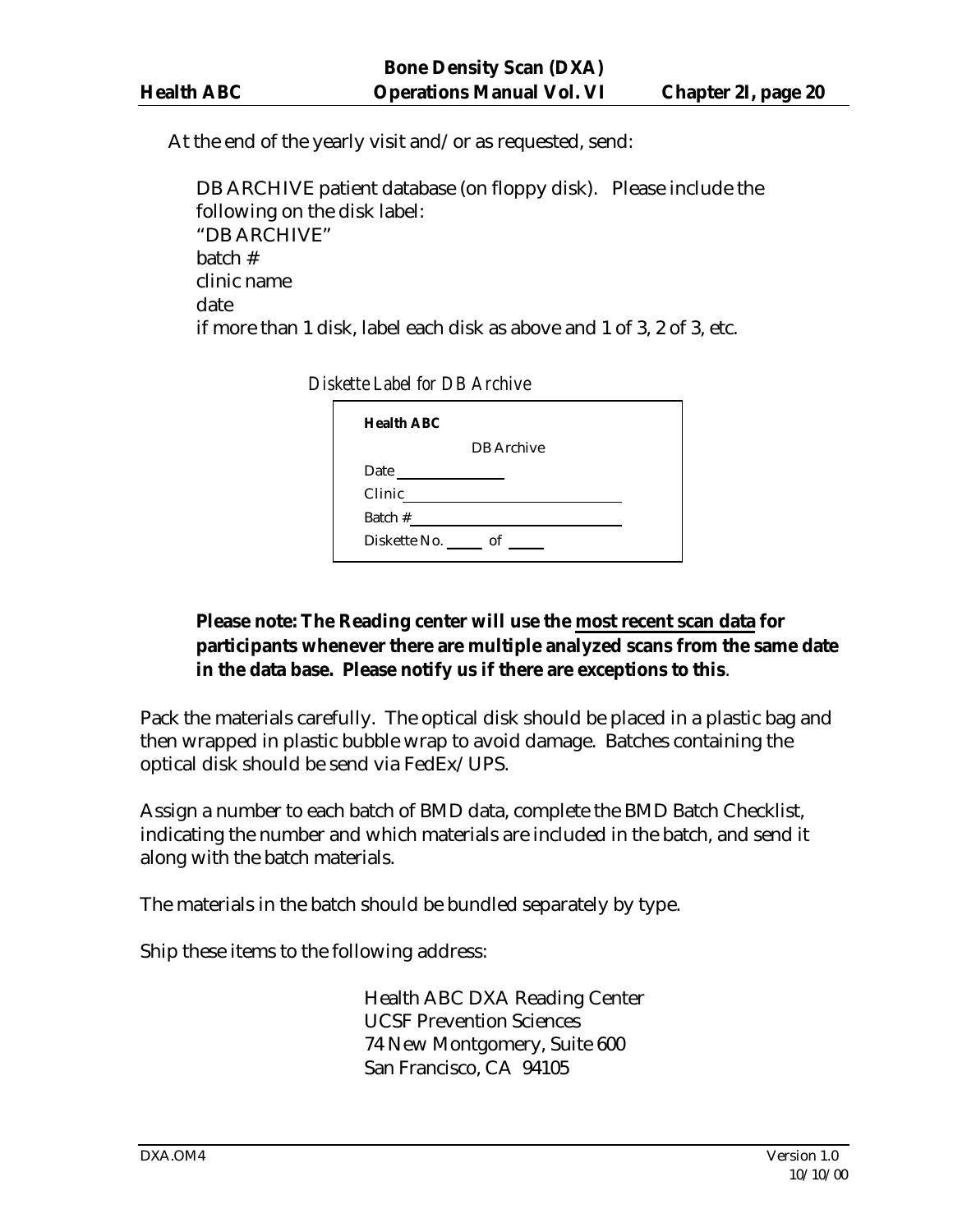At the end of the yearly visit and/or as requested, send:

DB ARCHIVE patient database (on floppy disk). Please include the following on the disk label:
"DB ARCHIVE"
batch #
clinic name
date
if more than 1 disk, label each disk as above and 1 of 3, 2 of 3, etc.

*Diskette Label for DB Archive*

**Health ABC**
DB Archive
Date ____________
Clinic ______________________
Batch # ______________________
Diskette No. _____ of _____

**Please note: The Reading center will use the <u>most recent scan data</u> for participants whenever there are multiple analyzed scans from the same date in the data base. Please notify us if there are exceptions to this**.

Pack the materials carefully. The optical disk should be placed in a plastic bag and then wrapped in plastic bubble wrap to avoid damage. Batches containing the optical disk should be send via FedEx/UPS.

Assign a number to each batch of BMD data, complete the BMD Batch Checklist, indicating the number and which materials are included in the batch, and send it along with the batch materials.

The materials in the batch should be bundled separately by type.

Ship these items to the following address:

Health ABC DXA Reading Center
UCSF Prevention Sciences
74 New Montgomery, Suite 600
San Francisco, CA 94105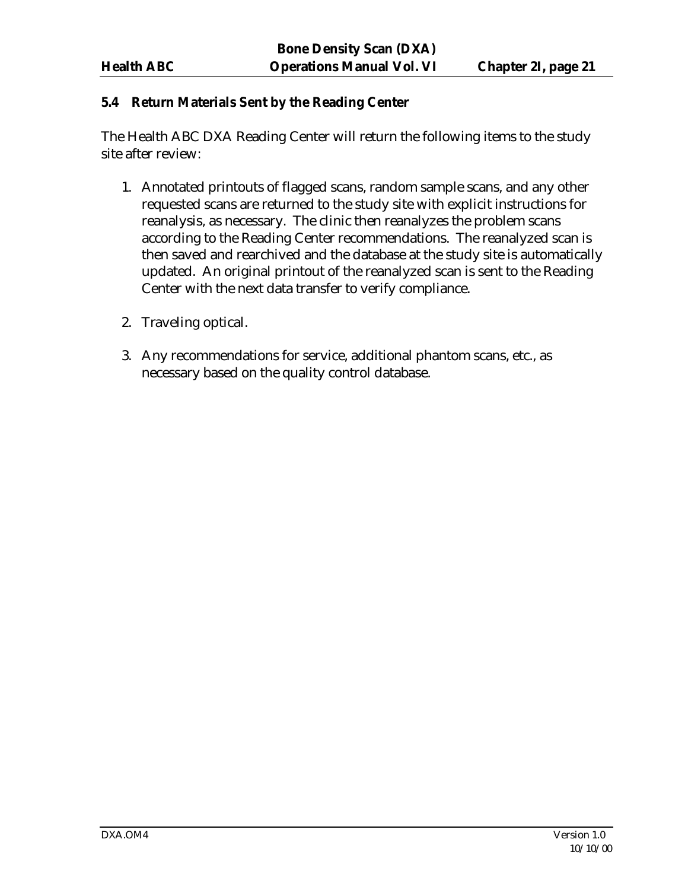### 5.4 Return Materials Sent by the Reading Center

The Health ABC DXA Reading Center will return the following items to the study site after review:

1. Annotated printouts of flagged scans, random sample scans, and any other requested scans are returned to the study site with explicit instructions for reanalysis, as necessary. The clinic then reanalyzes the problem scans according to the Reading Center recommendations. The reanalyzed scan is then saved and rearchived and the database at the study site is automatically updated. An original printout of the reanalyzed scan is sent to the Reading Center with the next data transfer to verify compliance.

2. Traveling optical.

3. Any recommendations for service, additional phantom scans, etc., as necessary based on the quality control database.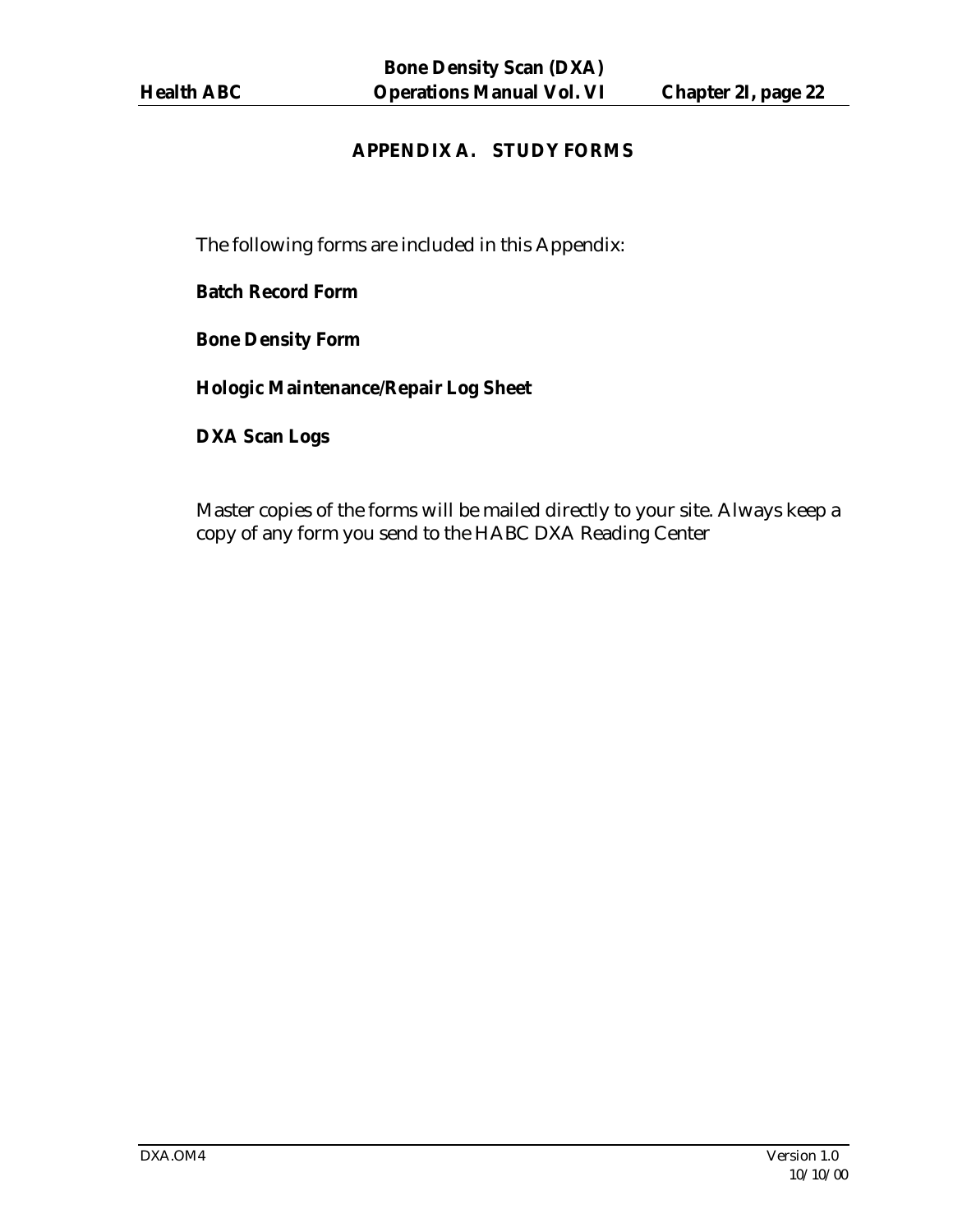## APPENDIX A. STUDY FORMS

The following forms are included in this Appendix:

**Batch Record Form**

**Bone Density Form**

**Hologic Maintenance/Repair Log Sheet**

**DXA Scan Logs**

Master copies of the forms will be mailed directly to your site. Always keep a copy of any form you send to the HABC DXA Reading Center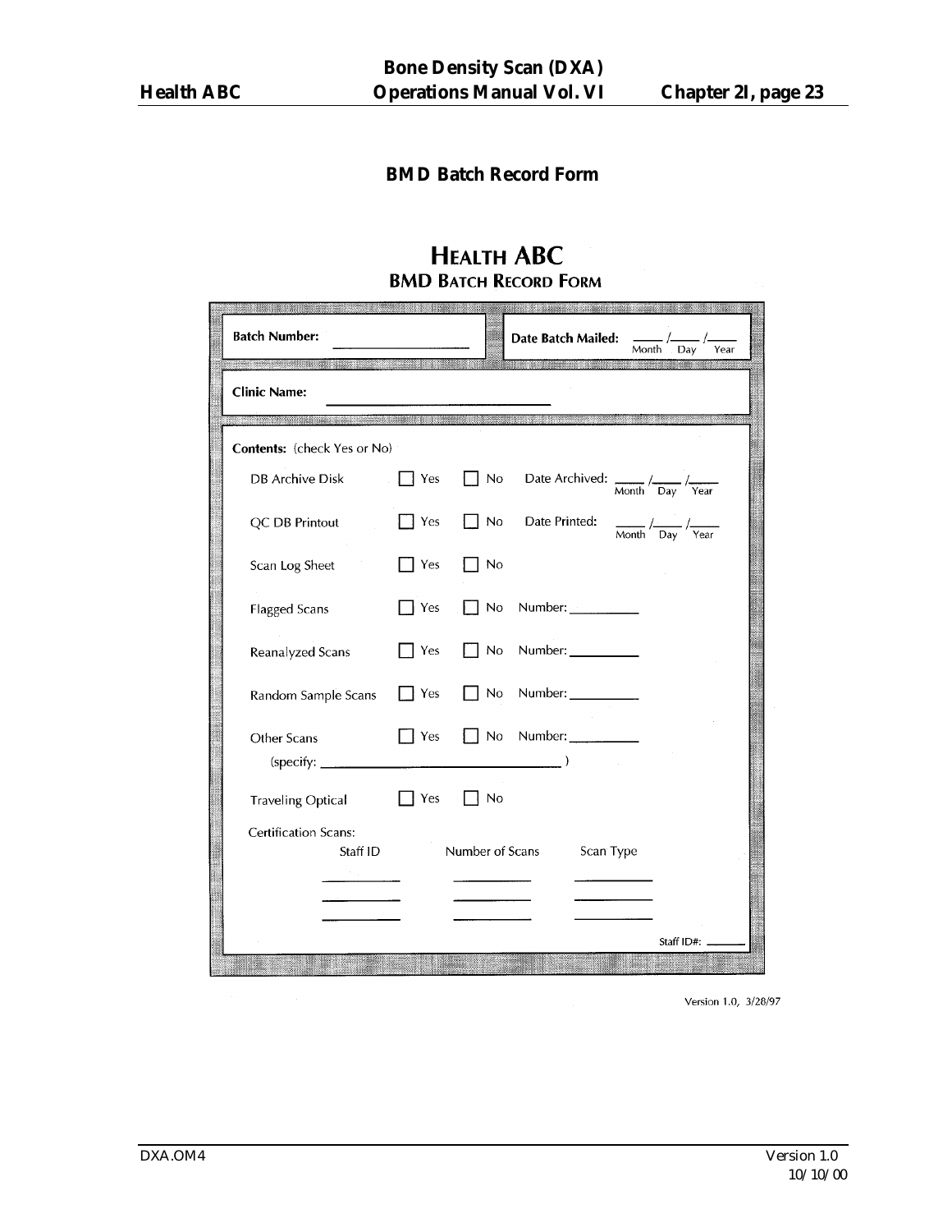## BMD Batch Record Form

# HEALTH ABC
## BMD BATCH RECORD FORM

**Batch Number:** ____________________

**Date Batch Mailed:** ____ /____ /____
Month Day Year

**Clinic Name:** ______________________________

**Contents:** (check Yes or No)

| | | | |
|---|---|---|---|
| DB Archive Disk | ☐ Yes | ☐ No | Date Archived: ____ /____ /____ (Month Day Year) |
| QC DB Printout | ☐ Yes | ☐ No | Date Printed: ____ /____ /____ (Month Day Year) |
| Scan Log Sheet | ☐ Yes | ☐ No | |
| Flagged Scans | ☐ Yes | ☐ No | Number: __________ |
| Reanalyzed Scans | ☐ Yes | ☐ No | Number: __________ |
| Random Sample Scans | ☐ Yes | ☐ No | Number: __________ |
| Other Scans (specify: ______________________ ) | ☐ Yes | ☐ No | Number: __________ |
| Traveling Optical | ☐ Yes | ☐ No | |

Certification Scans:

| Staff ID | Number of Scans | Scan Type |
|---|---|---|
| __________ | __________ | __________ |
| __________ | __________ | __________ |
| __________ | __________ | __________ |

Staff ID#: ______

Version 1.0, 3/28/97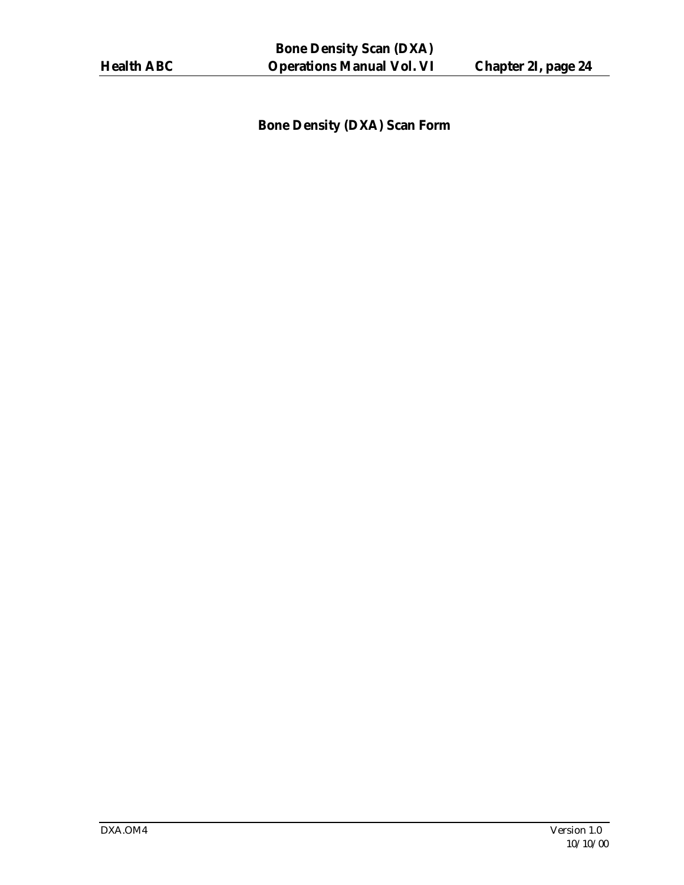## Bone Density (DXA) Scan Form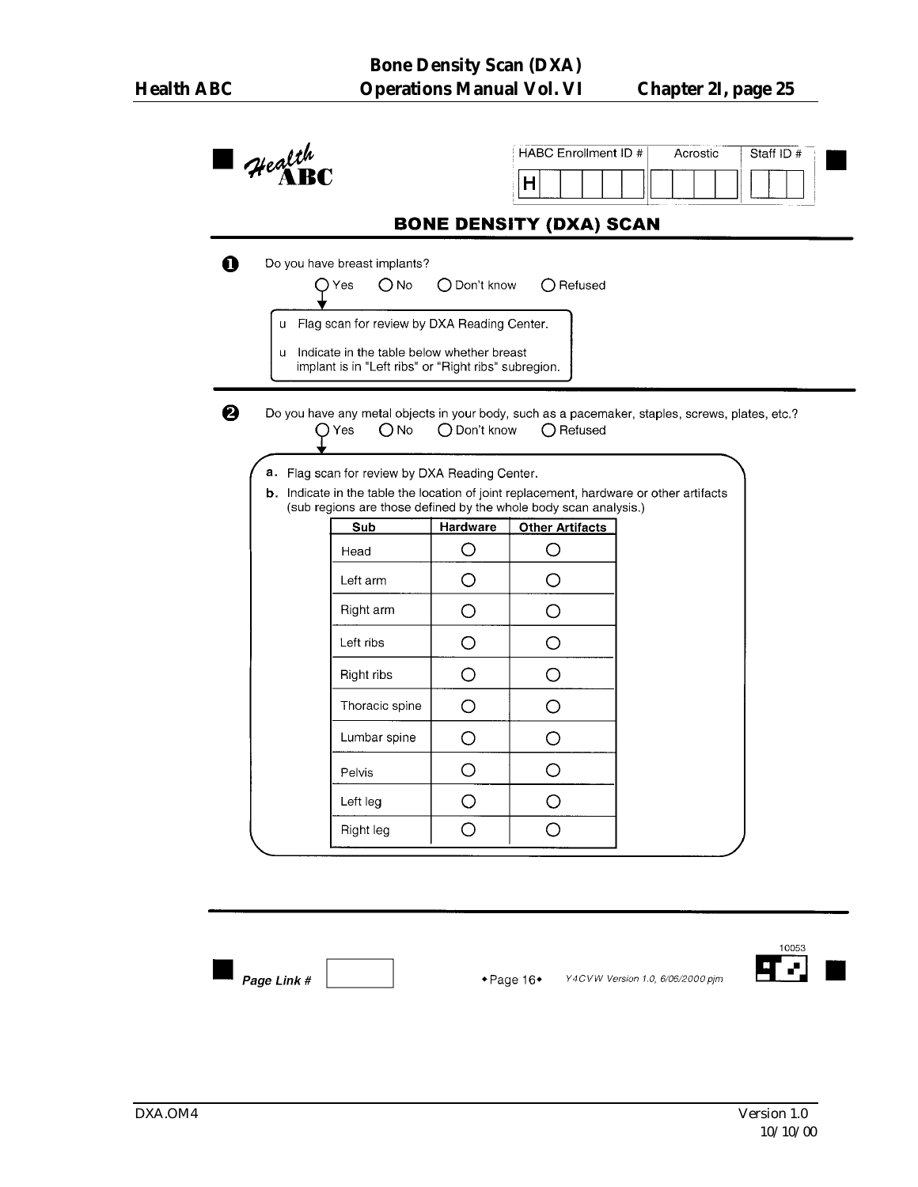Health ABC

| HABC Enrollment ID # | Acrostic | Staff ID # |
| --- | --- | --- |
| H | | |

## BONE DENSITY (DXA) SCAN

**1** Do you have breast implants?

○ Yes ○ No ○ Don't know ○ Refused

- Flag scan for review by DXA Reading Center.
- Indicate in the table below whether breast implant is in "Left ribs" or "Right ribs" subregion.

**2** Do you have any metal objects in your body, such as a pacemaker, staples, screws, plates, etc.?

○ Yes ○ No ○ Don't know ○ Refused

**a.** Flag scan for review by DXA Reading Center.

**b.** Indicate in the table the location of joint replacement, hardware or other artifacts (sub regions are those defined by the whole body scan analysis.)

| Sub | Hardware | Other Artifacts |
| --- | --- | --- |
| Head | ○ | ○ |
| Left arm | ○ | ○ |
| Right arm | ○ | ○ |
| Left ribs | ○ | ○ |
| Right ribs | ○ | ○ |
| Thoracic spine | ○ | ○ |
| Lumbar spine | ○ | ○ |
| Pelvis | ○ | ○ |
| Left leg | ○ | ○ |
| Right leg | ○ | ○ |

*Page Link #*

◆Page 16◆ *Y4CVW Version 1.0, 6/06/2000 pjm* 10053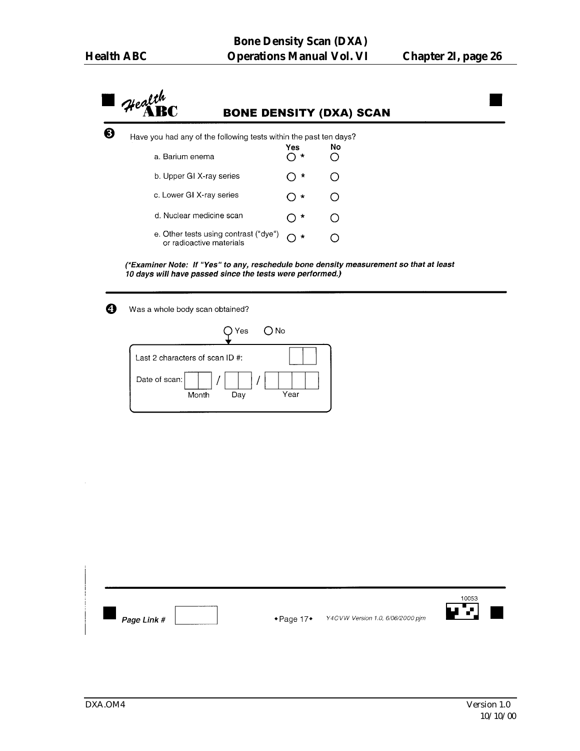# BONE DENSITY (DXA) SCAN

**3** Have you had any of the following tests within the past ten days?

| | Yes | No |
|---|---|---|
| a. Barium enema | ○ * | ○ |
| b. Upper GI X-ray series | ○ * | ○ |
| c. Lower GI X-ray series | ○ * | ○ |
| d. Nuclear medicine scan | ○ * | ○ |
| e. Other tests using contrast ("dye") or radioactive materials | ○ * | ○ |

***(*Examiner Note: If "Yes" to any, reschedule bone density measurement so that at least 10 days will have passed since the tests were performed.)***

**4** Was a whole body scan obtained?

○ Yes ○ No

Last 2 characters of scan ID #: [ ][ ]

Date of scan: [ ][ ] / [ ][ ] / [ ][ ][ ][ ]
Month / Day / Year

*Page Link #* [ ]

◆Page 17◆ *Y4CVW Version 1.0, 6/06/2000 pjm*

10053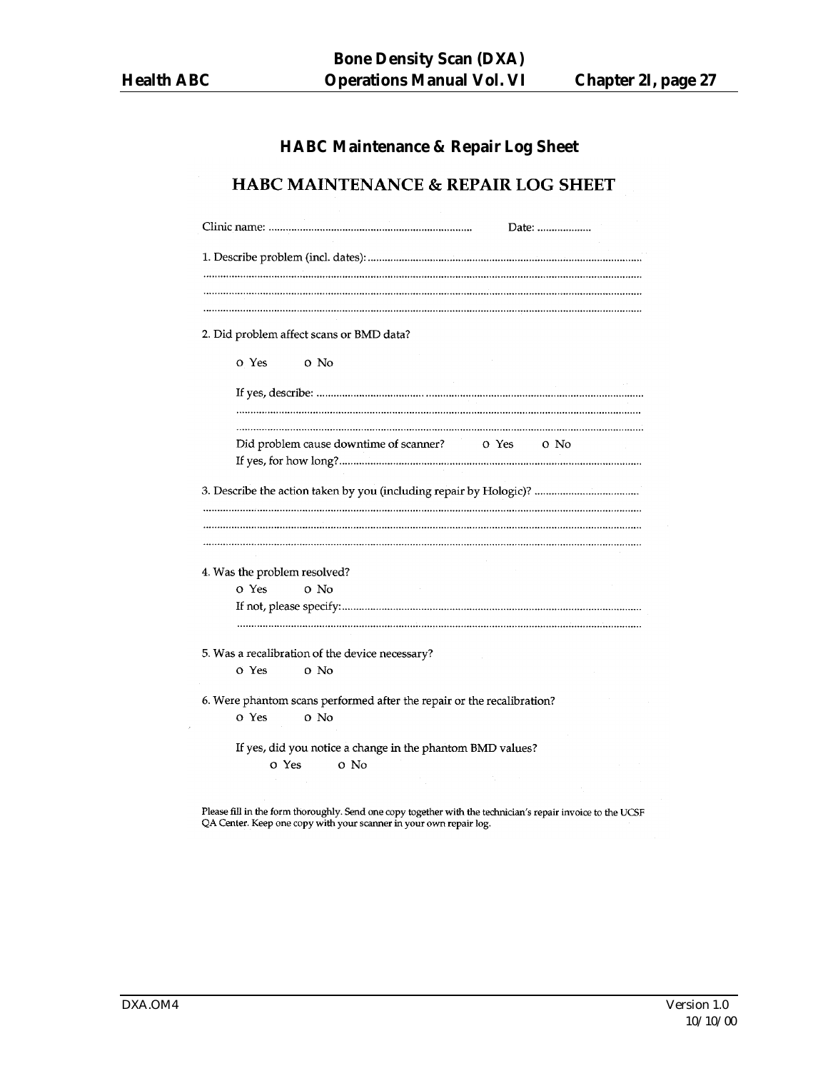## HABC Maintenance & Repair Log Sheet

# HABC MAINTENANCE & REPAIR LOG SHEET

Clinic name: ........................................................................ Date: ....................

1. Describe problem (incl. dates): ..........................................................................................................
..........................................................................................................................................................
..........................................................................................................................................................
..........................................................................................................................................................

2. Did problem affect scans or BMD data?

   o Yes   o No

   If yes, describe: ..................................................................................................................
   ..................................................................................................................................................
   ..................................................................................................................................................

   Did problem cause downtime of scanner?   o Yes   o No

   If yes, for how long?.........................................................................................................

3. Describe the action taken by you (including repair by Hologic)? ...................................
..........................................................................................................................................................
..........................................................................................................................................................
..........................................................................................................................................................

4. Was the problem resolved?

   o Yes   o No

   If not, please specify:.........................................................................................................
   ..................................................................................................................................................

5. Was a recalibration of the device necessary?

   o Yes   o No

6. Were phantom scans performed after the repair or the recalibration?

   o Yes   o No

   If yes, did you notice a change in the phantom BMD values?

      o Yes   o No

Please fill in the form thoroughly. Send one copy together with the technician's repair invoice to the UCSF QA Center. Keep one copy with your scanner in your own repair log.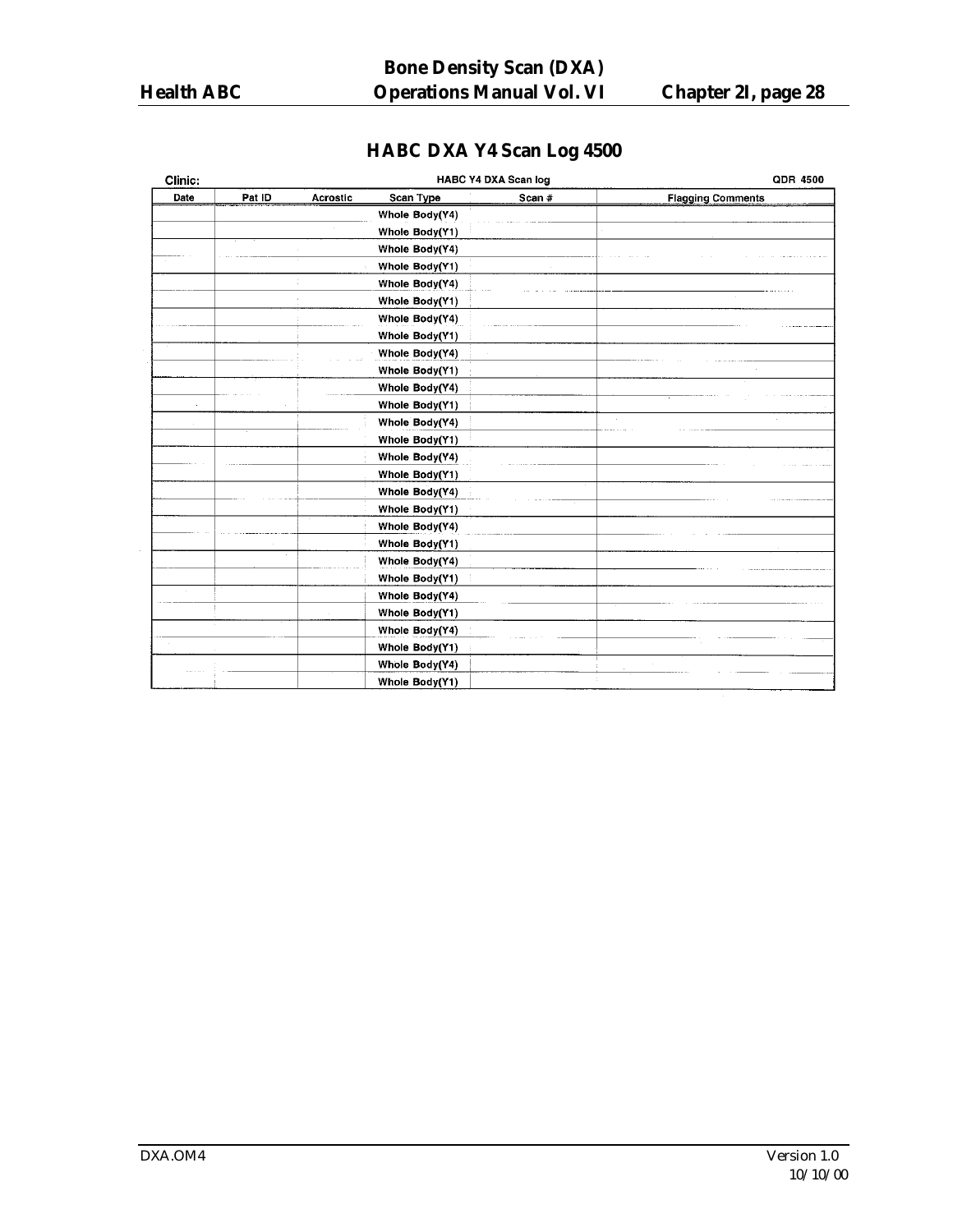## HABC DXA Y4 Scan Log 4500

Clinic: HABC Y4 DXA Scan log QDR 4500

| Date | Pat ID | Acrostic | Scan Type | Scan # | Flagging Comments |
|---|---|---|---|---|---|
| | | | Whole Body(Y4) | | |
| | | | Whole Body(Y1) | | |
| | | | Whole Body(Y4) | | |
| | | | Whole Body(Y1) | | |
| | | | Whole Body(Y4) | | |
| | | | Whole Body(Y1) | | |
| | | | Whole Body(Y4) | | |
| | | | Whole Body(Y1) | | |
| | | | Whole Body(Y4) | | |
| | | | Whole Body(Y1) | | |
| | | | Whole Body(Y4) | | |
| | | | Whole Body(Y1) | | |
| | | | Whole Body(Y4) | | |
| | | | Whole Body(Y1) | | |
| | | | Whole Body(Y4) | | |
| | | | Whole Body(Y1) | | |
| | | | Whole Body(Y4) | | |
| | | | Whole Body(Y1) | | |
| | | | Whole Body(Y4) | | |
| | | | Whole Body(Y1) | | |
| | | | Whole Body(Y4) | | |
| | | | Whole Body(Y1) | | |
| | | | Whole Body(Y4) | | |
| | | | Whole Body(Y1) | | |
| | | | Whole Body(Y4) | | |
| | | | Whole Body(Y1) | | |
| | | | Whole Body(Y4) | | |
| | | | Whole Body(Y1) | | |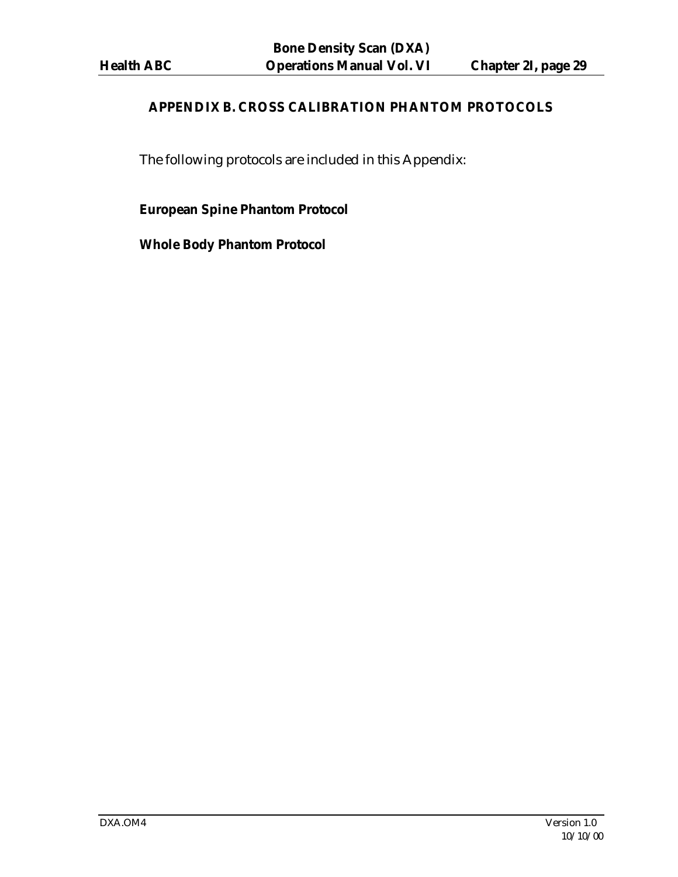## APPENDIX B. CROSS CALIBRATION PHANTOM PROTOCOLS

The following protocols are included in this Appendix:

**European Spine Phantom Protocol**

**Whole Body Phantom Protocol**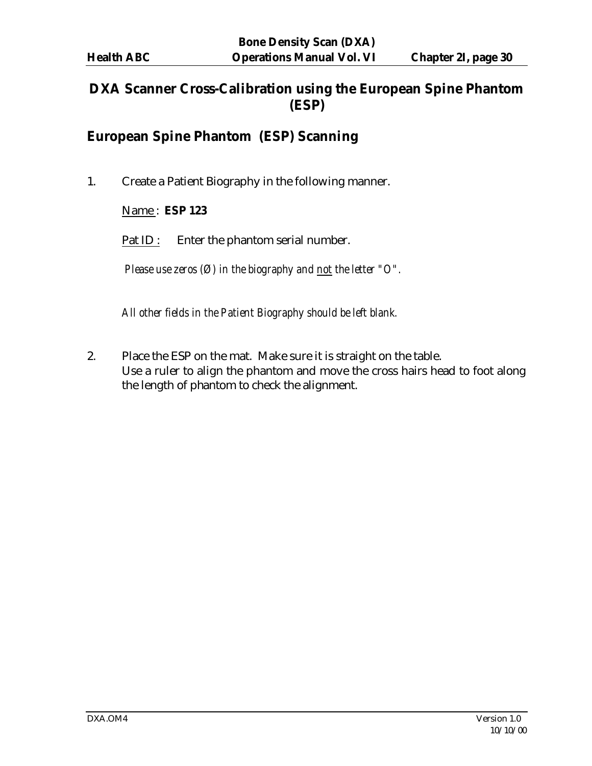# DXA Scanner Cross-Calibration using the European Spine Phantom (ESP)

## European Spine Phantom (ESP) Scanning

1. Create a Patient Biography in the following manner.

   Name : **ESP 123**

   Pat ID : Enter the phantom serial number.

   *Please use zeros (Ø) in the biography and not the letter "O".*

   *All other fields in the Patient Biography should be left blank.*

2. Place the ESP on the mat. Make sure it is straight on the table. Use a ruler to align the phantom and move the cross hairs head to foot along the length of phantom to check the alignment.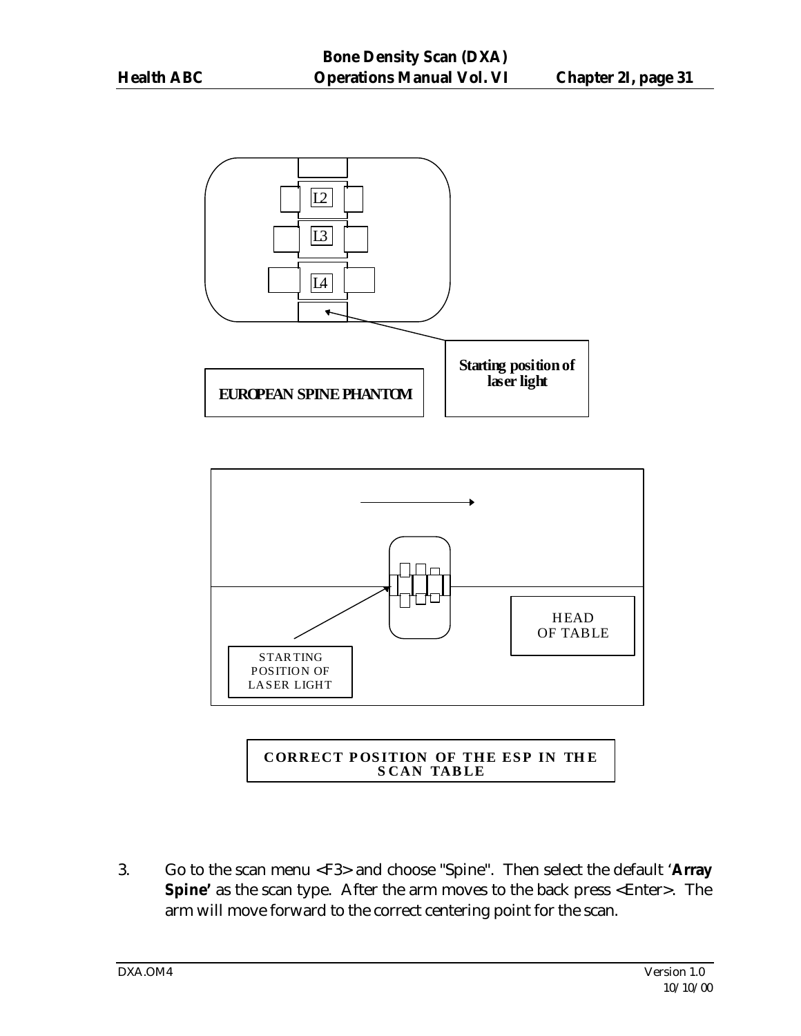L2

L3

L4

Starting position of laser light

EUROPEAN SPINE PHANTOM

HEAD OF TABLE

STARTING POSITION OF LASER LIGHT

**CORRECT POSITION OF THE ESP IN THE SCAN TABLE**

3. Go to the scan menu <F3> and choose "Spine". Then select the default '**Array Spine'** as the scan type. After the arm moves to the back press <Enter>. The arm will move forward to the correct centering point for the scan.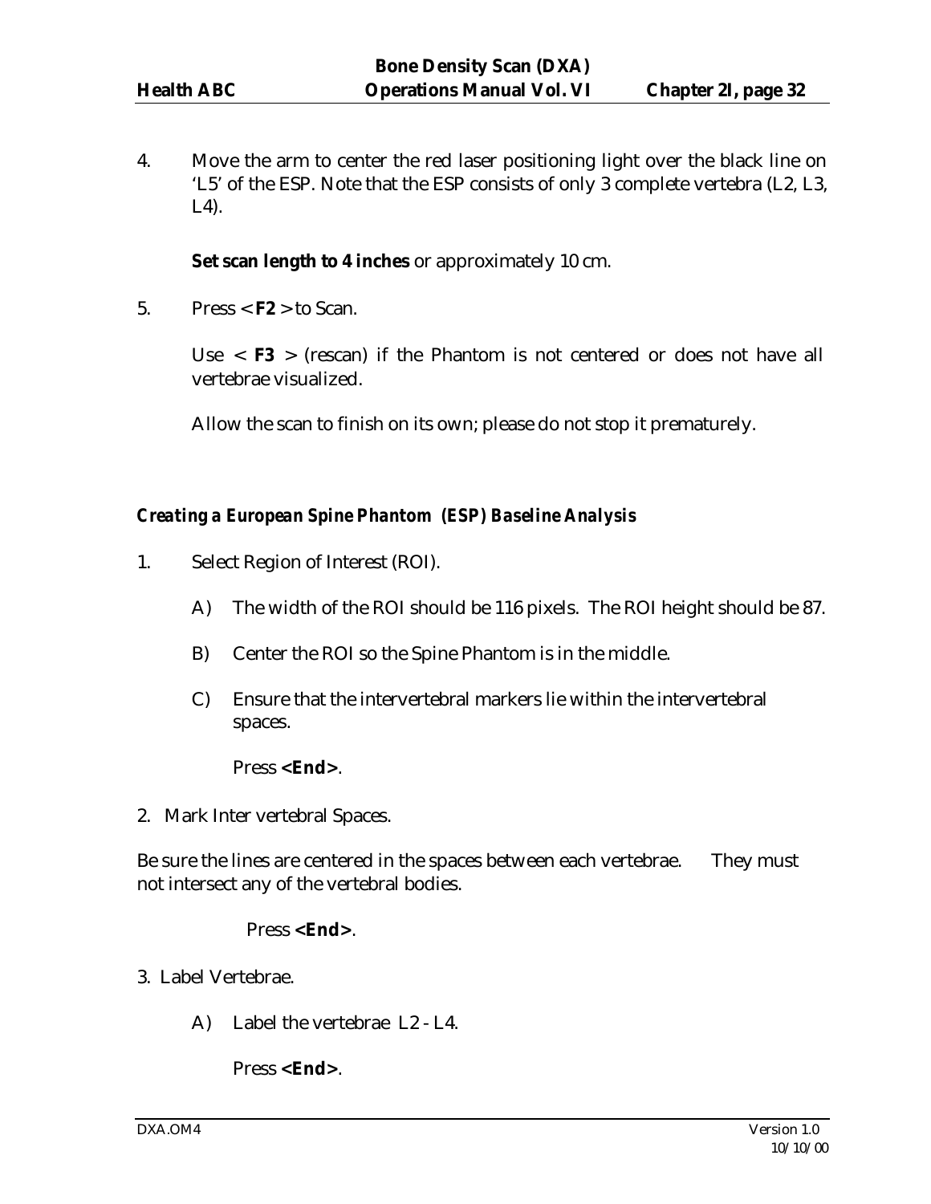4. Move the arm to center the red laser positioning light over the black line on 'L5' of the ESP. Note that the ESP consists of only 3 complete vertebra (L2, L3, L4).

   **Set scan length to 4 inches** or approximately 10 cm.

5. Press < **F2** > to Scan.

   Use < **F3** > (rescan) if the Phantom is not centered or does not have all vertebrae visualized.

   Allow the scan to finish on its own; please do not stop it prematurely.

### *Creating a European Spine Phantom (ESP) Baseline Analysis*

1. Select Region of Interest (ROI).

   A) The width of the ROI should be 116 pixels. The ROI height should be 87.

   B) Center the ROI so the Spine Phantom is in the middle.

   C) Ensure that the intervertebral markers lie within the intervertebral spaces.

   Press **<End>**.

2. Mark Inter vertebral Spaces.

Be sure the lines are centered in the spaces between each vertebrae. They must not intersect any of the vertebral bodies.

Press **<End>**.

3. Label Vertebrae.

   A) Label the vertebrae L2 - L4.

   Press **<End>**.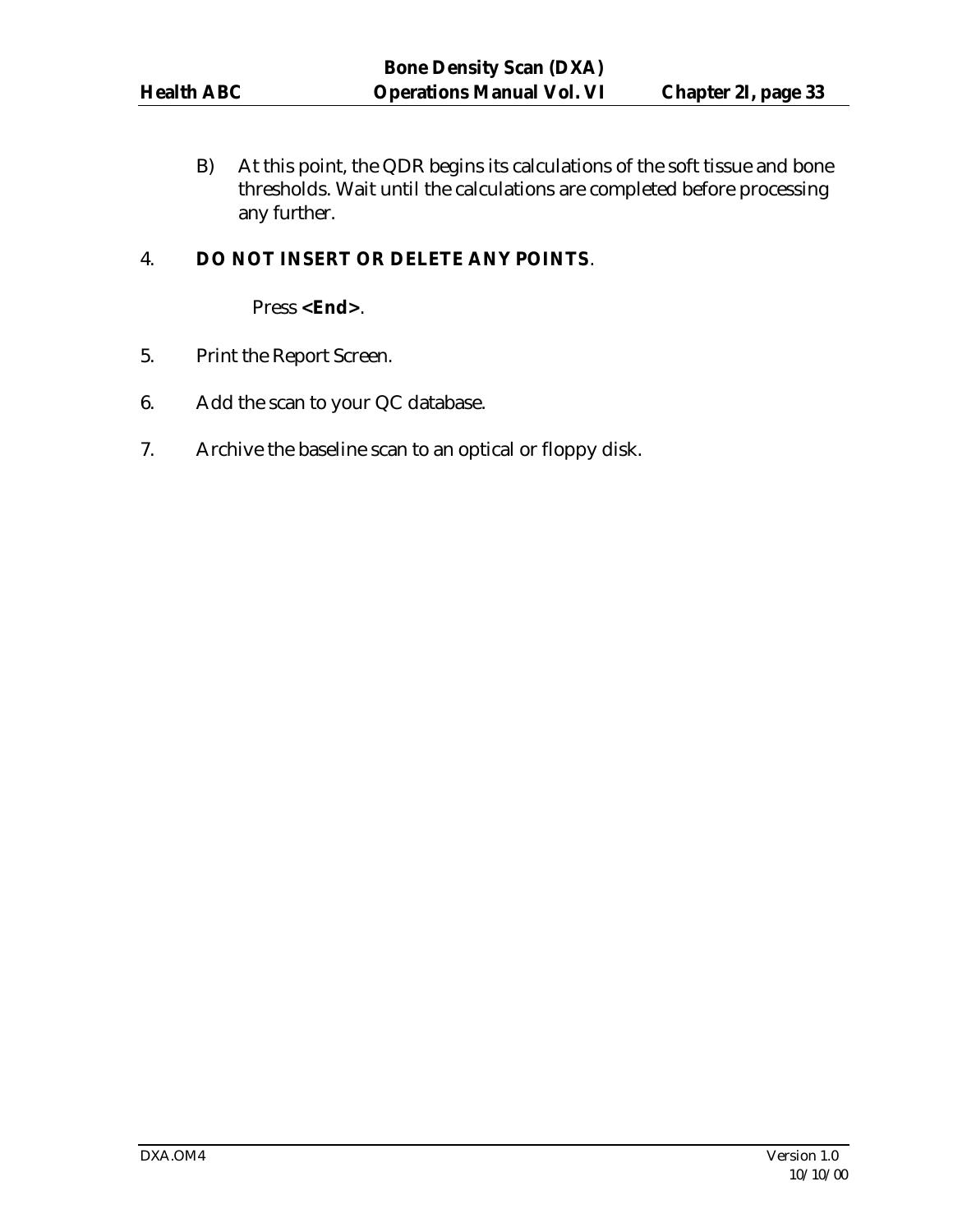B) At this point, the QDR begins its calculations of the soft tissue and bone thresholds. Wait until the calculations are completed before processing any further.

4. **DO NOT INSERT OR DELETE ANY POINTS**.

   Press **<End>**.

5. Print the Report Screen.

6. Add the scan to your QC database.

7. Archive the baseline scan to an optical or floppy disk.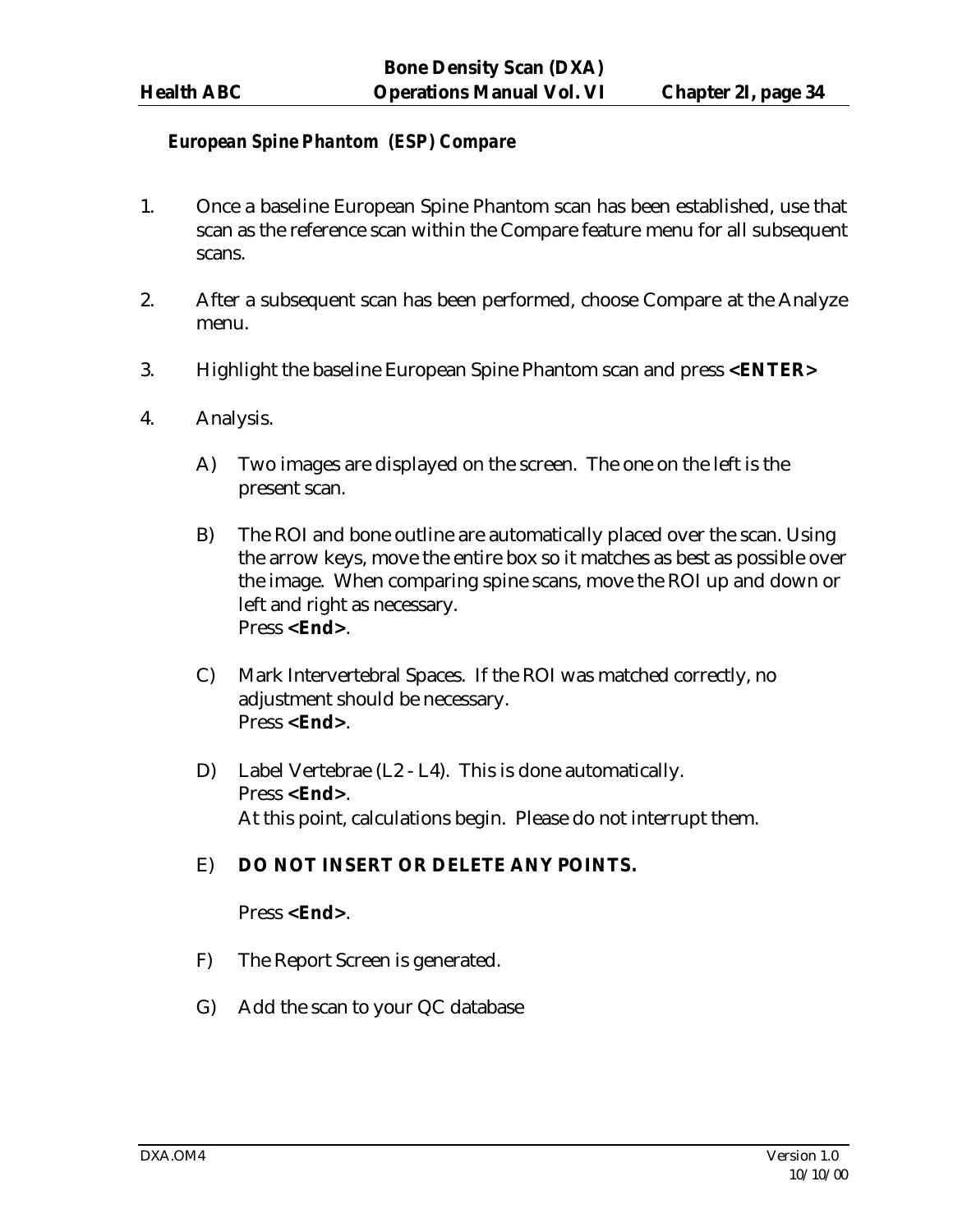### *European Spine Phantom (ESP) Compare*

1. Once a baseline European Spine Phantom scan has been established, use that scan as the reference scan within the Compare feature menu for all subsequent scans.

2. After a subsequent scan has been performed, choose Compare at the Analyze menu.

3. Highlight the baseline European Spine Phantom scan and press **<ENTER>**

4. Analysis.

   A) Two images are displayed on the screen. The one on the left is the present scan.

   B) The ROI and bone outline are automatically placed over the scan. Using the arrow keys, move the entire box so it matches as best as possible over the image. When comparing spine scans, move the ROI up and down or left and right as necessary.
   Press **<End>**.

   C) Mark Intervertebral Spaces. If the ROI was matched correctly, no adjustment should be necessary.
   Press **<End>**.

   D) Label Vertebrae (L2 - L4). This is done automatically.
   Press **<End>**.
   At this point, calculations begin. Please do not interrupt them.

   E) **DO NOT INSERT OR DELETE ANY POINTS.**

   Press **<End>**.

   F) The Report Screen is generated.

   G) Add the scan to your QC database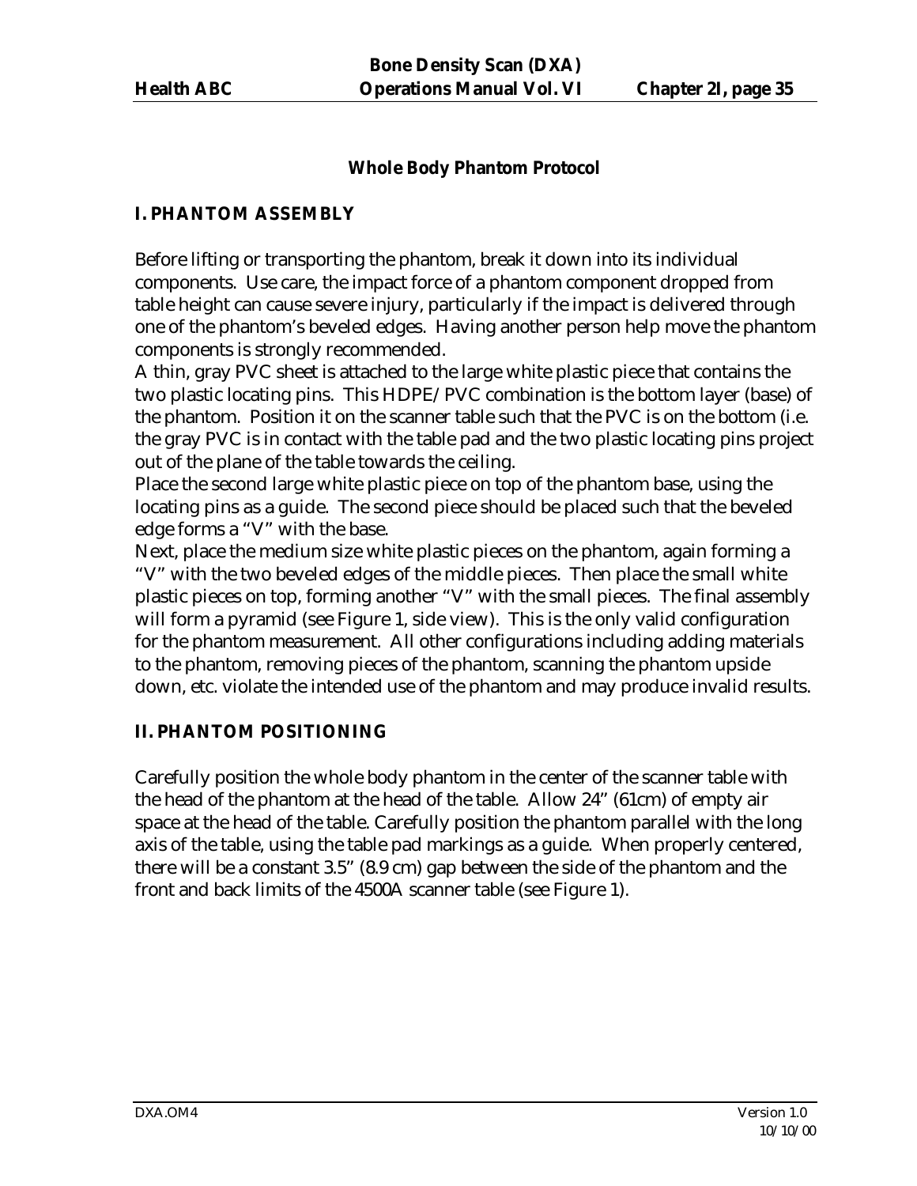## Whole Body Phantom Protocol

### I. PHANTOM ASSEMBLY

Before lifting or transporting the phantom, break it down into its individual components. Use care, the impact force of a phantom component dropped from table height can cause severe injury, particularly if the impact is delivered through one of the phantom's beveled edges. Having another person help move the phantom components is strongly recommended.

A thin, gray PVC sheet is attached to the large white plastic piece that contains the two plastic locating pins. This HDPE/PVC combination is the bottom layer (base) of the phantom. Position it on the scanner table such that the PVC is on the bottom (i.e. the gray PVC is in contact with the table pad and the two plastic locating pins project out of the plane of the table towards the ceiling.

Place the second large white plastic piece on top of the phantom base, using the locating pins as a guide. The second piece should be placed such that the beveled edge forms a "V" with the base.

Next, place the medium size white plastic pieces on the phantom, again forming a "V" with the two beveled edges of the middle pieces. Then place the small white plastic pieces on top, forming another "V" with the small pieces. The final assembly will form a pyramid (see Figure 1, side view). This is the only valid configuration for the phantom measurement. All other configurations including adding materials to the phantom, removing pieces of the phantom, scanning the phantom upside down, etc. violate the intended use of the phantom and may produce invalid results.

### II. PHANTOM POSITIONING

Carefully position the whole body phantom in the center of the scanner table with the head of the phantom at the head of the table. Allow 24" (61cm) of empty air space at the head of the table. Carefully position the phantom parallel with the long axis of the table, using the table pad markings as a guide. When properly centered, there will be a constant 3.5" (8.9 cm) gap between the side of the phantom and the front and back limits of the 4500A scanner table (see Figure 1).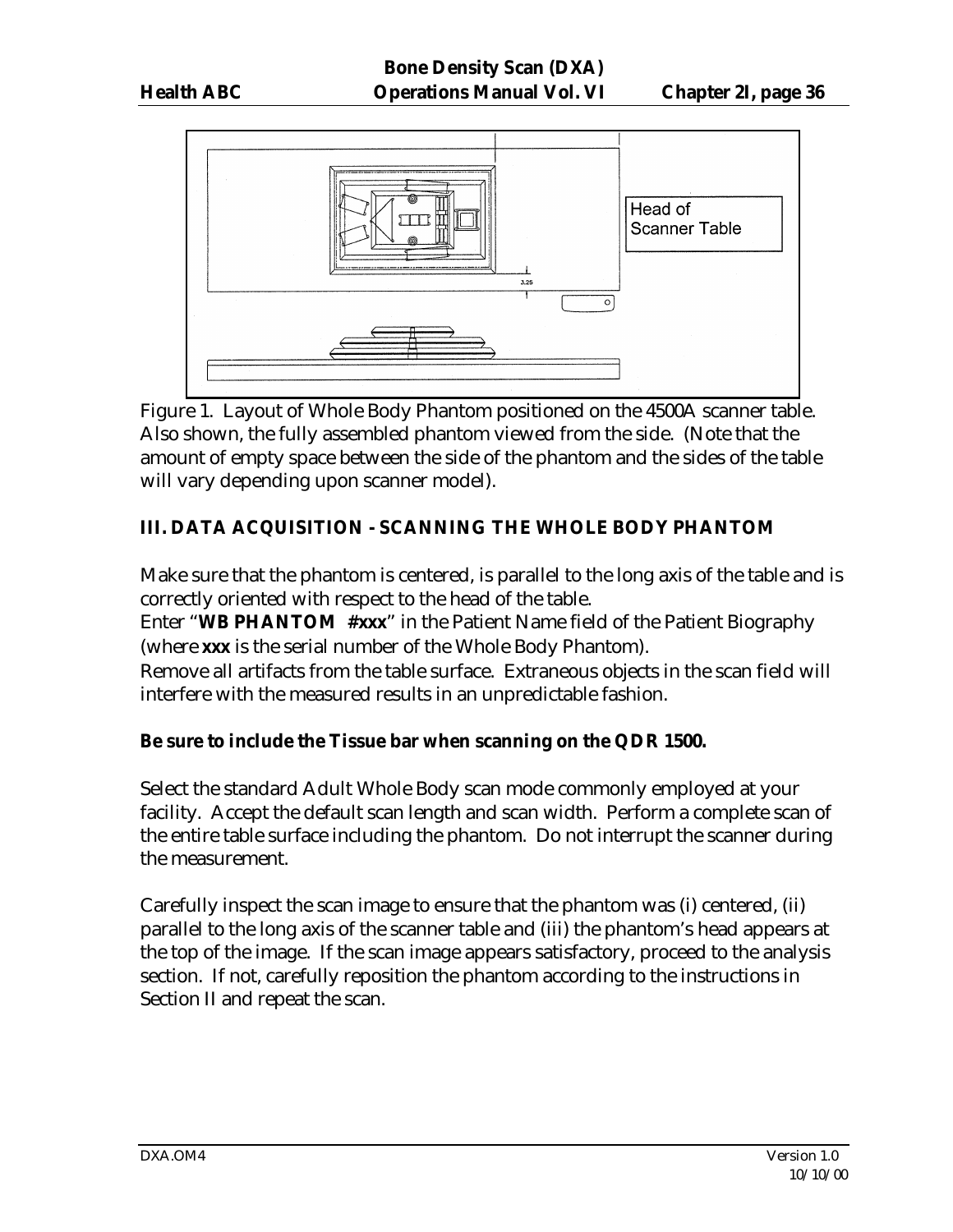Figure 1. Layout of Whole Body Phantom positioned on the 4500A scanner table. Also shown, the fully assembled phantom viewed from the side. (Note that the amount of empty space between the side of the phantom and the sides of the table will vary depending upon scanner model).

## III. DATA ACQUISITION - SCANNING THE WHOLE BODY PHANTOM

Make sure that the phantom is centered, is parallel to the long axis of the table and is correctly oriented with respect to the head of the table.

Enter "**WB PHANTOM #xxx**" in the Patient Name field of the Patient Biography (where **xxx** is the serial number of the Whole Body Phantom).

Remove all artifacts from the table surface. Extraneous objects in the scan field will interfere with the measured results in an unpredictable fashion.

**Be sure to include the Tissue bar when scanning on the QDR 1500.**

Select the standard Adult Whole Body scan mode commonly employed at your facility. Accept the default scan length and scan width. Perform a complete scan of the entire table surface including the phantom. Do not interrupt the scanner during the measurement.

Carefully inspect the scan image to ensure that the phantom was (i) centered, (ii) parallel to the long axis of the scanner table and (iii) the phantom's head appears at the top of the image. If the scan image appears satisfactory, proceed to the analysis section. If not, carefully reposition the phantom according to the instructions in Section II and repeat the scan.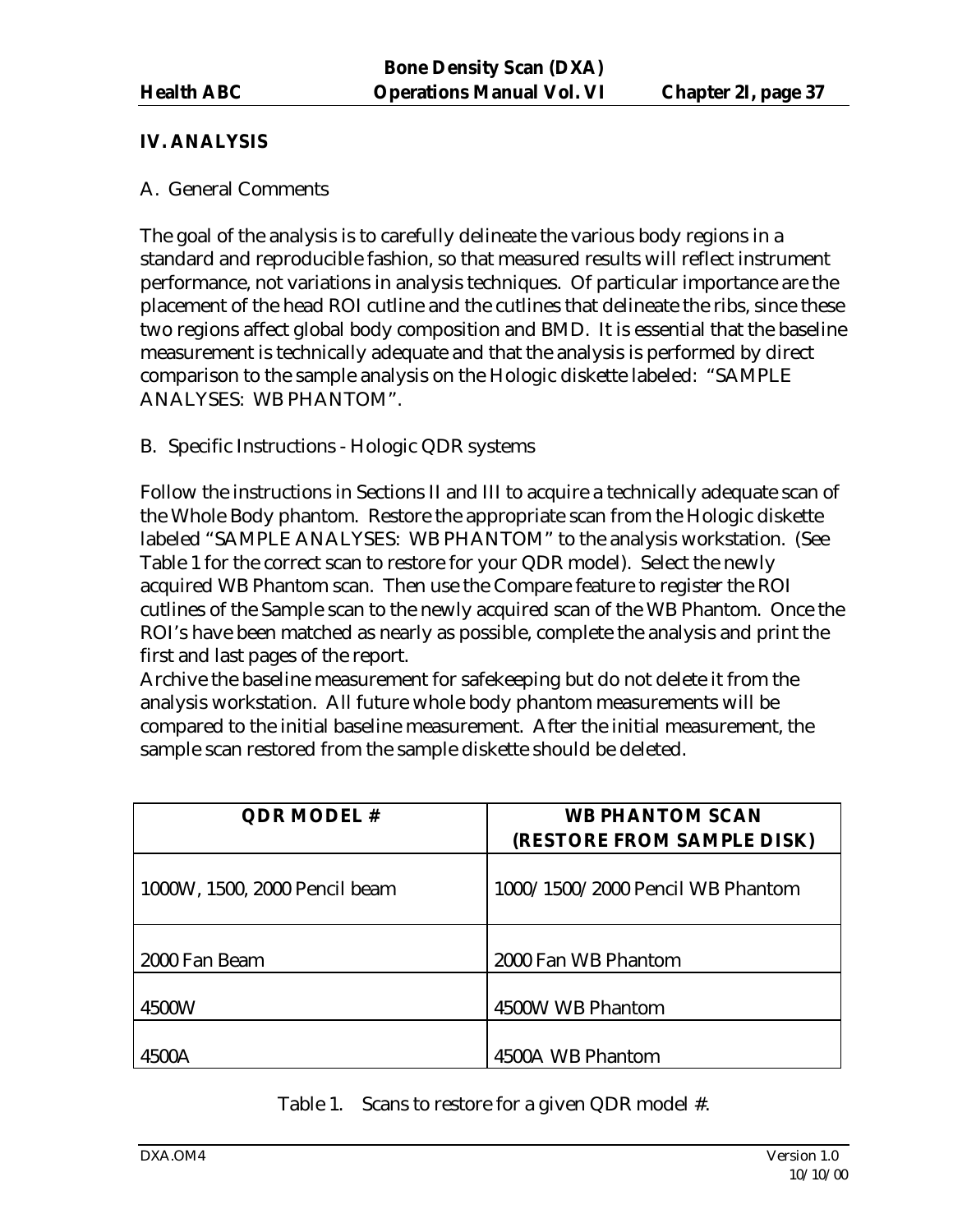## IV. ANALYSIS

A. General Comments

The goal of the analysis is to carefully delineate the various body regions in a standard and reproducible fashion, so that measured results will reflect instrument performance, not variations in analysis techniques. Of particular importance are the placement of the head ROI cutline and the cutlines that delineate the ribs, since these two regions affect global body composition and BMD. It is essential that the baseline measurement is technically adequate and that the analysis is performed by direct comparison to the sample analysis on the Hologic diskette labeled: "SAMPLE ANALYSES: WB PHANTOM".

B. Specific Instructions - Hologic QDR systems

Follow the instructions in Sections II and III to acquire a technically adequate scan of the Whole Body phantom. Restore the appropriate scan from the Hologic diskette labeled "SAMPLE ANALYSES: WB PHANTOM" to the analysis workstation. (See Table 1 for the correct scan to restore for your QDR model). Select the newly acquired WB Phantom scan. Then use the Compare feature to register the ROI cutlines of the Sample scan to the newly acquired scan of the WB Phantom. Once the ROI's have been matched as nearly as possible, complete the analysis and print the first and last pages of the report.

Archive the baseline measurement for safekeeping but do not delete it from the analysis workstation. All future whole body phantom measurements will be compared to the initial baseline measurement. After the initial measurement, the sample scan restored from the sample diskette should be deleted.

| QDR MODEL # | WB PHANTOM SCAN (RESTORE FROM SAMPLE DISK) |
|---|---|
| 1000W, 1500, 2000 Pencil beam | 1000/1500/2000 Pencil WB Phantom |
| 2000 Fan Beam | 2000 Fan WB Phantom |
| 4500W | 4500W WB Phantom |
| 4500A | 4500A WB Phantom |

Table 1. Scans to restore for a given QDR model #.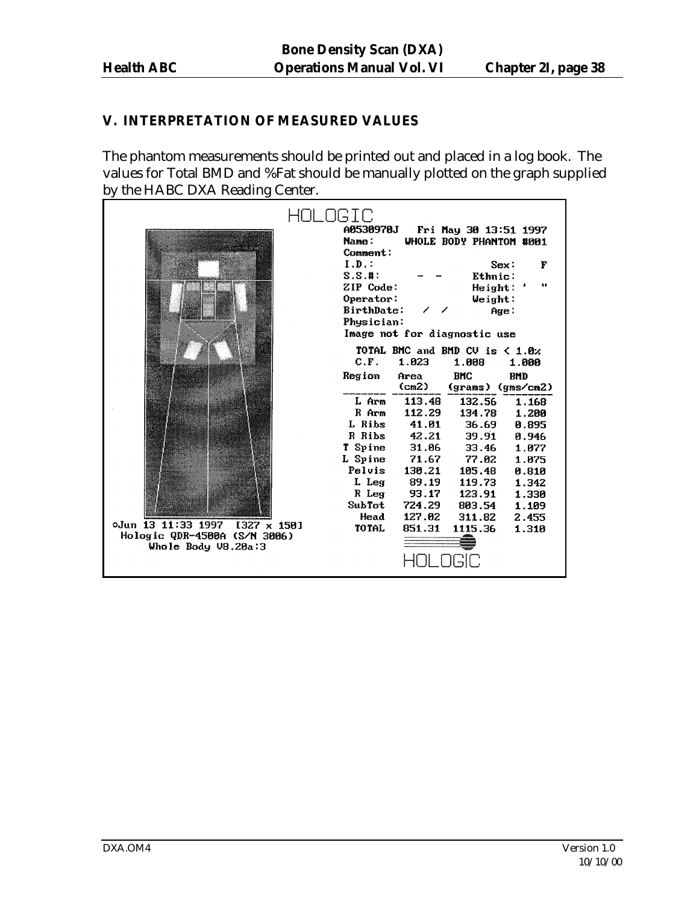## V. INTERPRETATION OF MEASURED VALUES

The phantom measurements should be printed out and placed in a log book. The values for Total BMD and %Fat should be manually plotted on the graph supplied by the HABC DXA Reading Center.

HOLOGIC

A0530970J Fri May 30 13:51 1997
Name: WHOLE BODY PHANTOM #001
Comment:
I.D.: Sex: F
S.S.#: - - Ethnic:
ZIP Code: Height: ' "
Operator: Weight:
BirthDate: / / Age:
Physician:
Image not for diagnostic use

TOTAL BMC and BMD CV is < 1.0%

| C.F. | 1.023 | 1.008 | 1.000 |
|---|---|---|---|
| Region | Area (cm2) | BMC (grams) | BMD (gms/cm2) |
| L Arm | 113.48 | 132.56 | 1.168 |
| R Arm | 112.29 | 134.78 | 1.200 |
| L Ribs | 41.01 | 36.69 | 0.895 |
| R Ribs | 42.21 | 39.91 | 0.946 |
| T Spine | 31.06 | 33.46 | 1.077 |
| L Spine | 71.67 | 77.02 | 1.075 |
| Pelvis | 130.21 | 105.48 | 0.810 |
| L Leg | 89.19 | 119.73 | 1.342 |
| R Leg | 93.17 | 123.91 | 1.330 |
| SubTot | 724.29 | 803.54 | 1.109 |
| Head | 127.02 | 311.82 | 2.455 |
| TOTAL | 851.31 | 1115.36 | 1.310 |

HOLOGIC

○Jun 13 11:33 1997 [327 x 150]
Hologic QDR-4500A (S/N 3006)
Whole Body V8.20a:3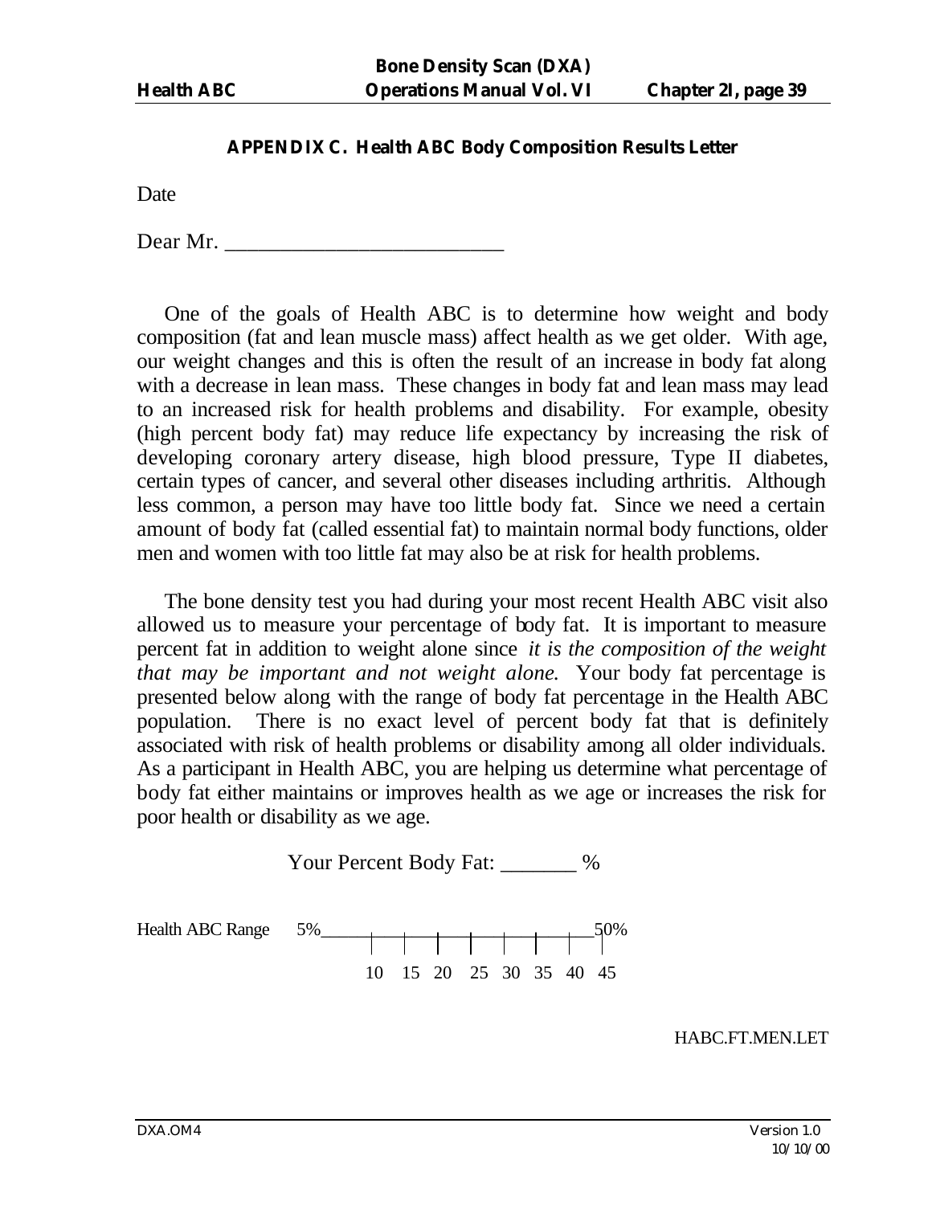## APPENDIX C. Health ABC Body Composition Results Letter

Date

Dear Mr. ___________________________

One of the goals of Health ABC is to determine how weight and body composition (fat and lean muscle mass) affect health as we get older. With age, our weight changes and this is often the result of an increase in body fat along with a decrease in lean mass. These changes in body fat and lean mass may lead to an increased risk for health problems and disability. For example, obesity (high percent body fat) may reduce life expectancy by increasing the risk of developing coronary artery disease, high blood pressure, Type II diabetes, certain types of cancer, and several other diseases including arthritis. Although less common, a person may have too little body fat. Since we need a certain amount of body fat (called essential fat) to maintain normal body functions, older men and women with too little fat may also be at risk for health problems.

The bone density test you had during your most recent Health ABC visit also allowed us to measure your percentage of body fat. It is important to measure percent fat in addition to weight alone since *it is the composition of the weight that may be important and not weight alone.* Your body fat percentage is presented below along with the range of body fat percentage in the Health ABC population. There is no exact level of percent body fat that is definitely associated with risk of health problems or disability among all older individuals. As a participant in Health ABC, you are helping us determine what percentage of body fat either maintains or improves health as we age or increases the risk for poor health or disability as we age.

Your Percent Body Fat: _______ %

Health ABC Range 5% 50%

10 15 20 25 30 35 40 45

HABC.FT.MEN.LET